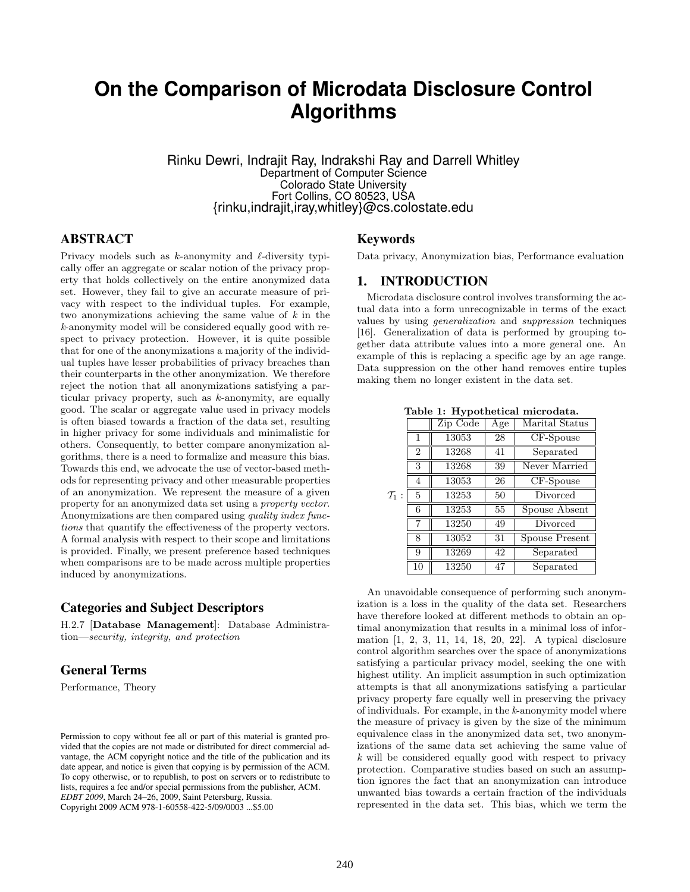# On the Comparison of Microdata Disclosure Control Algorithms

Rinku Dewri, Indrajit Ray, Indrakshi Ray and Darrell Whitley
Department of Computer Science
Colorado State University
Fort Collins, CO 80523, USA
{rinku,indrajit,iray,whitley}@cs.colostate.edu

## ABSTRACT

Privacy models such as $k$-anonymity and $\ell$-diversity typically offer an aggregate or scalar notion of the privacy property that holds collectively on the entire anonymized data set. However, they fail to give an accurate measure of privacy with respect to the individual tuples. For example, two anonymizations achieving the same value of $k$ in the $k$-anonymity model will be considered equally good with respect to privacy protection. However, it is quite possible that for one of the anonymizations a majority of the individual tuples have lesser probabilities of privacy breaches than their counterparts in the other anonymization. We therefore reject the notion that all anonymizations satisfying a particular privacy property, such as $k$-anonymity, are equally good. The scalar or aggregate value used in privacy models is often biased towards a fraction of the data set, resulting in higher privacy for some individuals and minimalistic for others. Consequently, to better compare anonymization algorithms, there is a need to formalize and measure this bias. Towards this end, we advocate the use of vector-based methods for representing privacy and other measurable properties of an anonymization. We represent the measure of a given property for an anonymized data set using a *property vector*. Anonymizations are then compared using *quality index functions* that quantify the effectiveness of the property vectors. A formal analysis with respect to their scope and limitations is provided. Finally, we present preference based techniques when comparisons are to be made across multiple properties induced by anonymizations.

### Categories and Subject Descriptors

H.2.7 [**Database Management**]: Database Administration—*security, integrity, and protection*

### General Terms

Performance, Theory

Permission to copy without fee all or part of this material is granted provided that the copies are not made or distributed for direct commercial advantage, the ACM copyright notice and the title of the publication and its date appear, and notice is given that copying is by permission of the ACM. To copy otherwise, or to republish, to post on servers or to redistribute to lists, requires a fee and/or special permissions from the publisher, ACM.
*EDBT 2009*, March 24–26, 2009, Saint Petersburg, Russia.
Copyright 2009 ACM 978-1-60558-422-5/09/0003 ...$5.00

### Keywords

Data privacy, Anonymization bias, Performance evaluation

## 1. INTRODUCTION

Microdata disclosure control involves transforming the actual data into a form unrecognizable in terms of the exact values by using *generalization* and *suppression* techniques [16]. Generalization of data is performed by grouping together data attribute values into a more general one. An example of this is replacing a specific age by an age range. Data suppression on the other hand removes entire tuples making them no longer existent in the data set.

**Table 1: Hypothetical microdata.**

$\mathcal{T}_1$ :

| | Zip Code | Age | Marital Status |
|---|---|---|---|
| 1 | 13053 | 28 | CF-Spouse |
| 2 | 13268 | 41 | Separated |
| 3 | 13268 | 39 | Never Married |
| 4 | 13053 | 26 | CF-Spouse |
| 5 | 13253 | 50 | Divorced |
| 6 | 13253 | 55 | Spouse Absent |
| 7 | 13250 | 49 | Divorced |
| 8 | 13052 | 31 | Spouse Present |
| 9 | 13269 | 42 | Separated |
| 10 | 13250 | 47 | Separated |

An unavoidable consequence of performing such anonymization is a loss in the quality of the data set. Researchers have therefore looked at different methods to obtain an optimal anonymization that results in a minimal loss of information [1, 2, 3, 11, 14, 18, 20, 22]. A typical disclosure control algorithm searches over the space of anonymizations satisfying a particular privacy model, seeking the one with highest utility. An implicit assumption in such optimization attempts is that all anonymizations satisfying a particular privacy property fare equally well in preserving the privacy of individuals. For example, in the $k$-anonymity model where the measure of privacy is given by the size of the minimum equivalence class in the anonymized data set, two anonymizations of the same data set achieving the same value of $k$ will be considered equally good with respect to privacy protection. Comparative studies based on such an assumption ignores the fact that an anonymization can introduce unwanted bias towards a certain fraction of the individuals represented in the data set. This bias, which we term the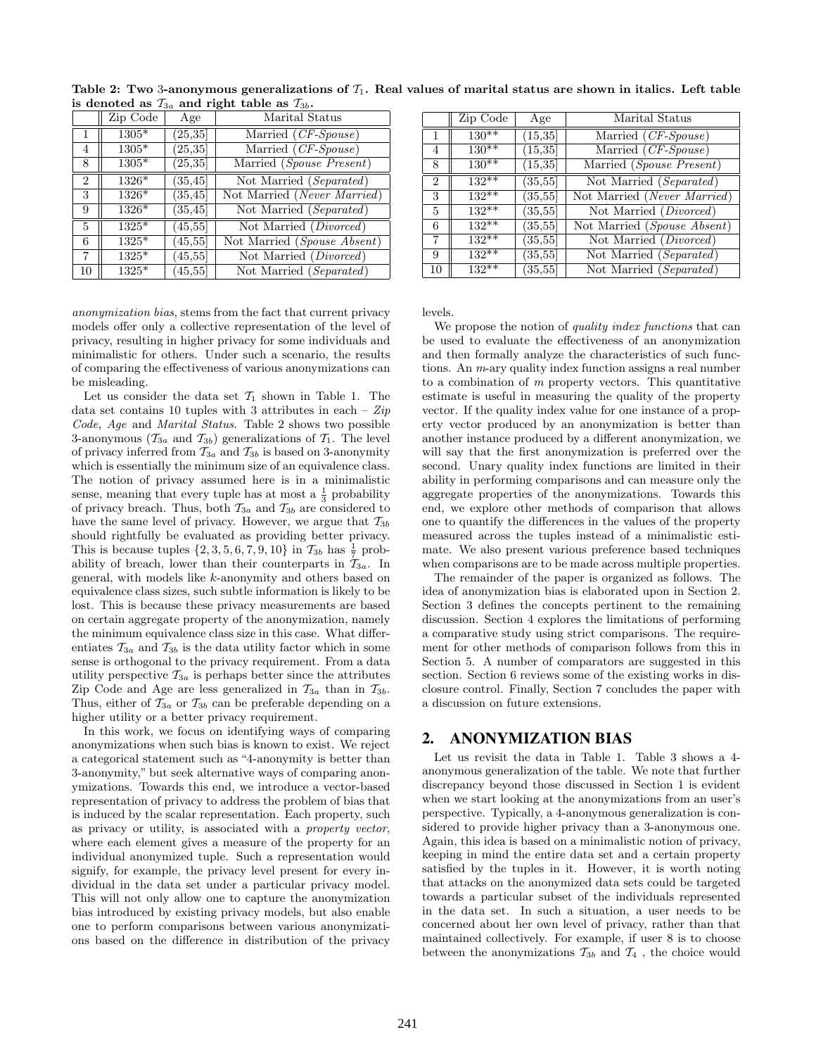**Table 2: Two 3-anonymous generalizations of $\mathcal{T}_1$. Real values of marital status are shown in italics. Left table is denoted as $\mathcal{T}_{3a}$ and right table as $\mathcal{T}_{3b}$.**

| | Zip Code | Age | Marital Status |
|---|---|---|---|
| 1 | 1305* | (25,35] | Married (*CF-Spouse*) |
| 4 | 1305* | (25,35] | Married (*CF-Spouse*) |
| 8 | 1305* | (25,35] | Married (*Spouse Present*) |
| 2 | 1326* | (35,45] | Not Married (*Separated*) |
| 3 | 1326* | (35,45] | Not Married (*Never Married*) |
| 9 | 1326* | (35,45] | Not Married (*Separated*) |
| 5 | 1325* | (45,55] | Not Married (*Divorced*) |
| 6 | 1325* | (45,55] | Not Married (*Spouse Absent*) |
| 7 | 1325* | (45,55] | Not Married (*Divorced*) |
| 10 | 1325* | (45,55] | Not Married (*Separated*) |

| | Zip Code | Age | Marital Status |
|---|---|---|---|
| 1 | 130** | (15,35] | Married (*CF-Spouse*) |
| 4 | 130** | (15,35] | Married (*CF-Spouse*) |
| 8 | 130** | (15,35] | Married (*Spouse Present*) |
| 2 | 132** | (35,55] | Not Married (*Separated*) |
| 3 | 132** | (35,55] | Not Married (*Never Married*) |
| 5 | 132** | (35,55] | Not Married (*Divorced*) |
| 6 | 132** | (35,55] | Not Married (*Spouse Absent*) |
| 7 | 132** | (35,55] | Not Married (*Divorced*) |
| 9 | 132** | (35,55] | Not Married (*Separated*) |
| 10 | 132** | (35,55] | Not Married (*Separated*) |

*anonymization bias*, stems from the fact that current privacy models offer only a collective representation of the level of privacy, resulting in higher privacy for some individuals and minimalistic for others. Under such a scenario, the results of comparing the effectiveness of various anonymizations can be misleading.

Let us consider the data set $\mathcal{T}_1$ shown in Table 1. The data set contains 10 tuples with 3 attributes in each – *Zip Code, Age* and *Marital Status*. Table 2 shows two possible 3-anonymous ($\mathcal{T}_{3a}$ and $\mathcal{T}_{3b}$) generalizations of $\mathcal{T}_1$. The level of privacy inferred from $\mathcal{T}_{3a}$ and $\mathcal{T}_{3b}$ is based on 3-anonymity which is essentially the minimum size of an equivalence class. The notion of privacy assumed here is in a minimalistic sense, meaning that every tuple has at most a $\frac{1}{3}$ probability of privacy breach. Thus, both $\mathcal{T}_{3a}$ and $\mathcal{T}_{3b}$ are considered to have the same level of privacy. However, we argue that $\mathcal{T}_{3b}$ should rightfully be evaluated as providing better privacy. This is because tuples $\{2, 3, 5, 6, 7, 9, 10\}$ in $\mathcal{T}_{3b}$ has $\frac{1}{7}$ probability of breach, lower than their counterparts in $\mathcal{T}_{3a}$. In general, with models like $k$-anonymity and others based on equivalence class sizes, such subtle information is likely to be lost. This is because these privacy measurements are based on certain aggregate property of the anonymization, namely the minimum equivalence class size in this case. What differentiates $\mathcal{T}_{3a}$ and $\mathcal{T}_{3b}$ is the data utility factor which in some sense is orthogonal to the privacy requirement. From a data utility perspective $\mathcal{T}_{3a}$ is perhaps better since the attributes Zip Code and Age are less generalized in $\mathcal{T}_{3a}$ than in $\mathcal{T}_{3b}$. Thus, either of $\mathcal{T}_{3a}$ or $\mathcal{T}_{3b}$ can be preferable depending on a higher utility or a better privacy requirement.

In this work, we focus on identifying ways of comparing anonymizations when such bias is known to exist. We reject a categorical statement such as "4-anonymity is better than 3-anonymity," but seek alternative ways of comparing anonymizations. Towards this end, we introduce a vector-based representation of privacy to address the problem of bias that is induced by the scalar representation. Each property, such as privacy or utility, is associated with a *property vector*, where each element gives a measure of the property for an individual anonymized tuple. Such a representation would signify, for example, the privacy level present for every individual in the data set under a particular privacy model. This will not only allow one to capture the anonymization bias introduced by existing privacy models, but also enable one to perform comparisons between various anonymizations based on the difference in distribution of the privacy levels.

We propose the notion of *quality index functions* that can be used to evaluate the effectiveness of an anonymization and then formally analyze the characteristics of such functions. An $m$-ary quality index function assigns a real number to a combination of $m$ property vectors. This quantitative estimate is useful in measuring the quality of the property vector. If the quality index value for one instance of a property vector produced by an anonymization is better than another instance produced by a different anonymization, we will say that the first anonymization is preferred over the second. Unary quality index functions are limited in their ability in performing comparisons and can measure only the aggregate properties of the anonymizations. Towards this end, we explore other methods of comparison that allows one to quantify the differences in the values of the property measured across the tuples instead of a minimalistic estimate. We also present various preference based techniques when comparisons are to be made across multiple properties.

The remainder of the paper is organized as follows. The idea of anonymization bias is elaborated upon in Section 2. Section 3 defines the concepts pertinent to the remaining discussion. Section 4 explores the limitations of performing a comparative study using strict comparisons. The requirement for other methods of comparison follows from this in Section 5. A number of comparators are suggested in this section. Section 6 reviews some of the existing works in disclosure control. Finally, Section 7 concludes the paper with a discussion on future extensions.

## 2. ANONYMIZATION BIAS

Let us revisit the data in Table 1. Table 3 shows a 4-anonymous generalization of the table. We note that further discrepancy beyond those discussed in Section 1 is evident when we start looking at the anonymizations from an user's perspective. Typically, a 4-anonymous generalization is considered to provide higher privacy than a 3-anonymous one. Again, this idea is based on a minimalistic notion of privacy, keeping in mind the entire data set and a certain property satisfied by the tuples in it. However, it is worth noting that attacks on the anonymized data sets could be targeted towards a particular subset of the individuals represented in the data set. In such a situation, a user needs to be concerned about her own level of privacy, rather than that maintained collectively. For example, if user 8 is to choose between the anonymizations $\mathcal{T}_{3b}$ and $\mathcal{T}_4$ , the choice would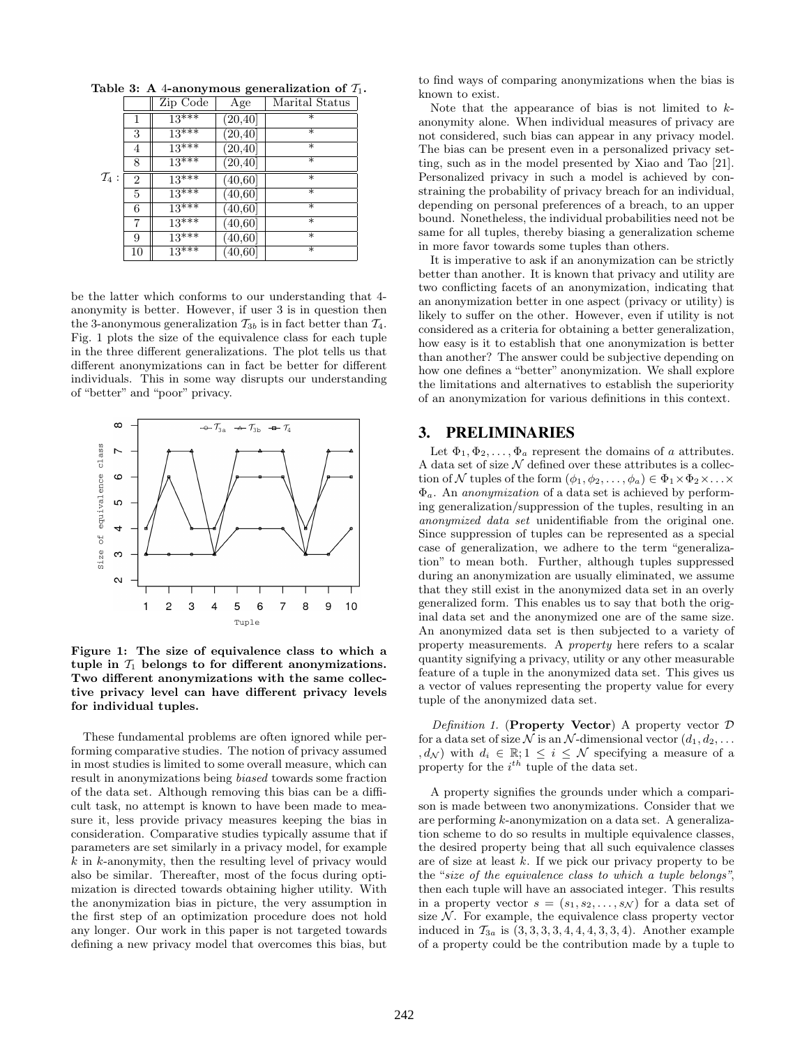**Table 3: A 4-anonymous generalization of $\mathcal{T}_1$.**

| | | Zip Code | Age | Marital Status |
|---|---|---|---|---|
| $\mathcal{T}_4$ : | 1 | 13*** | (20,40] | * |
| | 3 | 13*** | (20,40] | * |
| | 4 | 13*** | (20,40] | * |
| | 8 | 13*** | (20,40] | * |
| | 2 | 13*** | (40,60] | * |
| | 5 | 13*** | (40,60] | * |
| | 6 | 13*** | (40,60] | * |
| | 7 | 13*** | (40,60] | * |
| | 9 | 13*** | (40,60] | * |
| | 10 | 13*** | (40,60] | * |

be the latter which conforms to our understanding that 4-anonymity is better. However, if user 3 is in question then the 3-anonymous generalization $\mathcal{T}_{3b}$ is in fact better than $\mathcal{T}_4$. Fig. 1 plots the size of the equivalence class for each tuple in the three different generalizations. The plot tells us that different anonymizations can in fact be better for different individuals. This in some way disrupts our understanding of "better" and "poor" privacy.

**Figure 1: The size of equivalence class to which a tuple in $\mathcal{T}_1$ belongs to for different anonymizations. Two different anonymizations with the same collective privacy level can have different privacy levels for individual tuples.**

These fundamental problems are often ignored while performing comparative studies. The notion of privacy assumed in most studies is limited to some overall measure, which can result in anonymizations being *biased* towards some fraction of the data set. Although removing this bias can be a difficult task, no attempt is known to have been made to measure it, less provide privacy measures keeping the bias in consideration. Comparative studies typically assume that if parameters are set similarly in a privacy model, for example $k$ in $k$-anonymity, then the resulting level of privacy would also be similar. Thereafter, most of the focus during optimization is directed towards obtaining higher utility. With the anonymization bias in picture, the very assumption in the first step of an optimization procedure does not hold any longer. Our work in this paper is not targeted towards defining a new privacy model that overcomes this bias, but to find ways of comparing anonymizations when the bias is known to exist.

Note that the appearance of bias is not limited to $k$-anonymity alone. When individual measures of privacy are not considered, such bias can appear in any privacy model. The bias can be present even in a personalized privacy setting, such as in the model presented by Xiao and Tao [21]. Personalized privacy in such a model is achieved by constraining the probability of privacy breach for an individual, depending on personal preferences of a breach, to an upper bound. Nonetheless, the individual probabilities need not be same for all tuples, thereby biasing a generalization scheme in more favor towards some tuples than others.

It is imperative to ask if an anonymization can be strictly better than another. It is known that privacy and utility are two conflicting facets of an anonymization, indicating that an anonymization better in one aspect (privacy or utility) is likely to suffer on the other. However, even if utility is not considered as a criteria for obtaining a better generalization, how easy is it to establish that one anonymization is better than another? The answer could be subjective depending on how one defines a "better" anonymization. We shall explore the limitations and alternatives to establish the superiority of an anonymization for various definitions in this context.

## 3. PRELIMINARIES

Let $\Phi_1, \Phi_2, \ldots, \Phi_a$ represent the domains of $a$ attributes. A data set of size $\mathcal{N}$ defined over these attributes is a collection of $\mathcal{N}$ tuples of the form $(\phi_1, \phi_2, \ldots, \phi_a) \in \Phi_1 \times \Phi_2 \times \ldots \times \Phi_a$. An *anonymization* of a data set is achieved by performing generalization/suppression of the tuples, resulting in an *anonymized data set* unidentifiable from the original one. Since suppression of tuples can be represented as a special case of generalization, we adhere to the term "generalization" to mean both. Further, although tuples suppressed during an anonymization are usually eliminated, we assume that they still exist in the anonymized data set in an overly generalized form. This enables us to say that both the original data set and the anonymized one are of the same size. An anonymized data set is then subjected to a variety of property measurements. A *property* here refers to a scalar quantity signifying a privacy, utility or any other measurable feature of a tuple in the anonymized data set. This gives us a vector of values representing the property value for every tuple of the anonymized data set.

*Definition 1.* (**Property Vector**) A property vector $\mathcal{D}$ for a data set of size $\mathcal{N}$ is an $\mathcal{N}$-dimensional vector $(d_1, d_2, \ldots, d_{\mathcal{N}})$ with $d_i \in \mathbb{R}; 1 \leq i \leq \mathcal{N}$ specifying a measure of a property for the $i^{th}$ tuple of the data set.

A property signifies the grounds under which a comparison is made between two anonymizations. Consider that we are performing $k$-anonymization on a data set. A generalization scheme to do so results in multiple equivalence classes, the desired property being that all such equivalence classes are of size at least $k$. If we pick our privacy property to be the "*size of the equivalence class to which a tuple belongs*", then each tuple will have an associated integer. This results in a property vector $s = (s_1, s_2, \ldots, s_{\mathcal{N}})$ for a data set of size $\mathcal{N}$. For example, the equivalence class property vector induced in $\mathcal{T}_{3a}$ is $(3, 3, 3, 3, 4, 4, 4, 3, 3, 4)$. Another example of a property could be the contribution made by a tuple to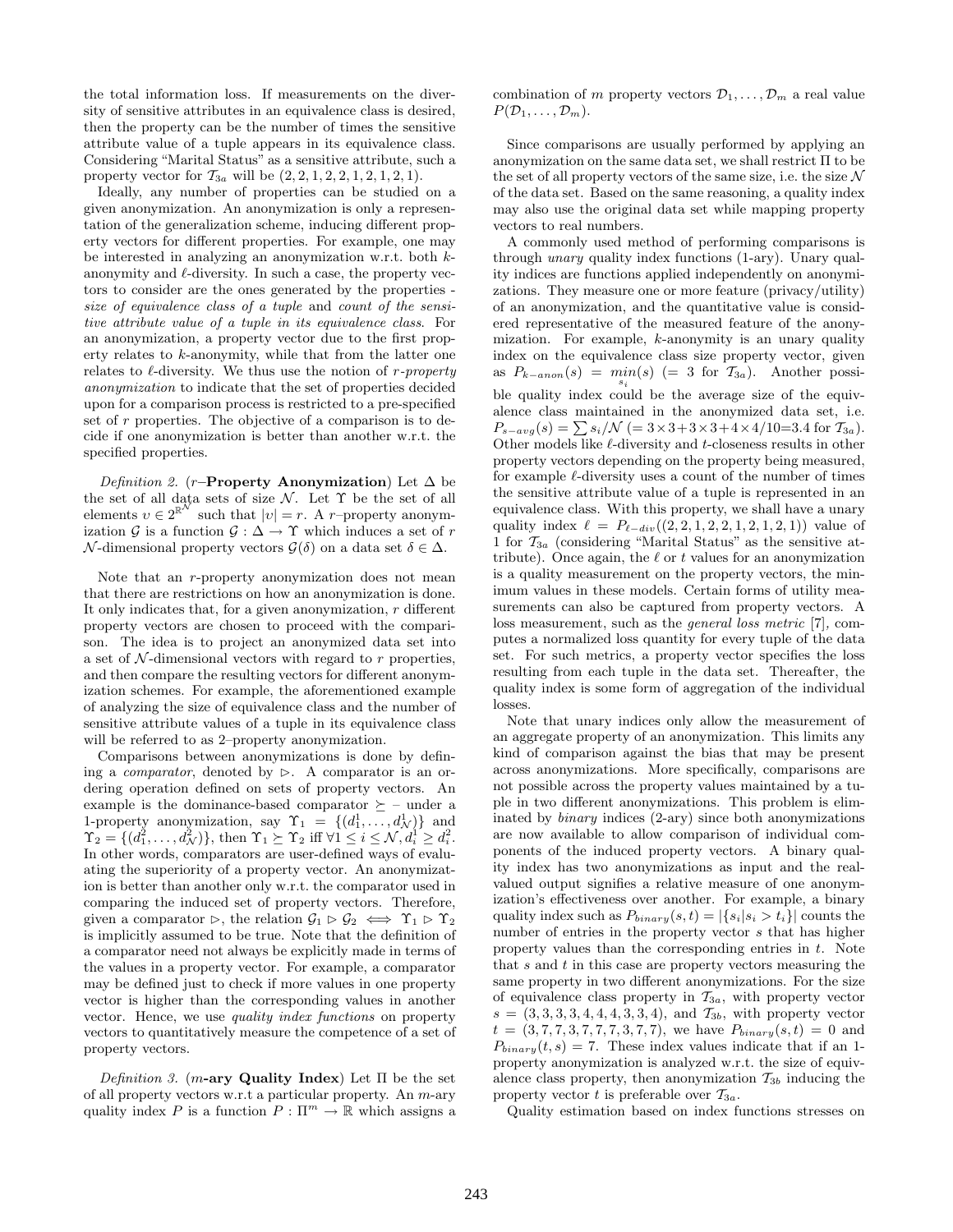the total information loss. If measurements on the diversity of sensitive attributes in an equivalence class is desired, then the property can be the number of times the sensitive attribute value of a tuple appears in its equivalence class. Considering "Marital Status" as a sensitive attribute, such a property vector for $\mathcal{T}_{3a}$ will be $(2, 2, 1, 2, 2, 1, 2, 1, 2, 1)$.

Ideally, any number of properties can be studied on a given anonymization. An anonymization is only a representation of the generalization scheme, inducing different property vectors for different properties. For example, one may be interested in analyzing an anonymization w.r.t. both $k$-anonymity and $\ell$-diversity. In such a case, the property vectors to consider are the ones generated by the properties - *size of equivalence class of a tuple* and *count of the sensitive attribute value of a tuple in its equivalence class*. For an anonymization, a property vector due to the first property relates to $k$-anonymity, while that from the latter one relates to $\ell$-diversity. We thus use the notion of *r-property anonymization* to indicate that the set of properties decided upon for a comparison process is restricted to a pre-specified set of $r$ properties. The objective of a comparison is to decide if one anonymization is better than another w.r.t. the specified properties.

*Definition 2.* ($r$–**Property Anonymization**) Let $\Delta$ be the set of all data sets of size $\mathcal{N}$. Let $\Upsilon$ be the set of all elements $\upsilon \in 2^{\mathbb{R}^{\mathcal{N}}}$ such that $|\upsilon| = r$. A $r$–property anonymization $\mathcal{G}$ is a function $\mathcal{G} : \Delta \rightarrow \Upsilon$ which induces a set of $r$ $\mathcal{N}$-dimensional property vectors $\mathcal{G}(\delta)$ on a data set $\delta \in \Delta$.

Note that an $r$-property anonymization does not mean that there are restrictions on how an anonymization is done. It only indicates that, for a given anonymization, $r$ different property vectors are chosen to proceed with the comparison. The idea is to project an anonymized data set into a set of $\mathcal{N}$-dimensional vectors with regard to $r$ properties, and then compare the resulting vectors for different anonymization schemes. For example, the aforementioned example of analyzing the size of equivalence class and the number of sensitive attribute values of a tuple in its equivalence class will be referred to as 2–property anonymization.

Comparisons between anonymizations is done by defining a *comparator*, denoted by $\rhd$. A comparator is an ordering operation defined on sets of property vectors. An example is the dominance-based comparator $\succeq$ – under a 1-property anonymization, say $\Upsilon_1 = \{(d_1^1, \ldots, d_{\mathcal{N}}^1)\}$ and $\Upsilon_2 = \{(d_1^2, \ldots, d_{\mathcal{N}}^2)\}$, then $\Upsilon_1 \succeq \Upsilon_2$ iff $\forall 1 \leq i \leq \mathcal{N}, d_i^1 \geq d_i^2$. In other words, comparators are user-defined ways of evaluating the superiority of a property vector. An anonymization is better than another only w.r.t. the comparator used in comparing the induced set of property vectors. Therefore, given a comparator $\rhd$, the relation $\mathcal{G}_1 \rhd \mathcal{G}_2 \iff \Upsilon_1 \rhd \Upsilon_2$ is implicitly assumed to be true. Note that the definition of a comparator need not always be explicitly made in terms of the values in a property vector. For example, a comparator may be defined just to check if more values in one property vector is higher than the corresponding values in another vector. Hence, we use *quality index functions* on property vectors to quantitatively measure the competence of a set of property vectors.

*Definition 3.* ($m$-**ary Quality Index**) Let $\Pi$ be the set of all property vectors w.r.t a particular property. An $m$-ary quality index $P$ is a function $P : \Pi^m \rightarrow \mathbb{R}$ which assigns a combination of $m$ property vectors $\mathcal{D}_1, \ldots, \mathcal{D}_m$ a real value $P(\mathcal{D}_1, \ldots, \mathcal{D}_m)$.

Since comparisons are usually performed by applying an anonymization on the same data set, we shall restrict $\Pi$ to be the set of all property vectors of the same size, i.e. the size $\mathcal{N}$ of the data set. Based on the same reasoning, a quality index may also use the original data set while mapping property vectors to real numbers.

A commonly used method of performing comparisons is through *unary* quality index functions (1-ary). Unary quality indices are functions applied independently on anonymizations. They measure one or more feature (privacy/utility) of an anonymization, and the quantitative value is considered representative of the measured feature of the anonymization. For example, $k$-anonymity is an unary quality index on the equivalence class size property vector, given as $P_{k-anon}(s) = \min_{s_i}(s)$ ($= 3$ for $\mathcal{T}_{3a}$). Another possible quality index could be the average size of the equivalence class maintained in the anonymized data set, i.e. $P_{s-avg}(s) = \sum s_i / \mathcal{N}$ ($= 3 \times 3 + 3 \times 3 + 4 \times 4/10 = 3.4$ for $\mathcal{T}_{3a}$). Other models like $\ell$-diversity and $t$-closeness results in other property vectors depending on the property being measured, for example $\ell$-diversity uses a count of the number of times the sensitive attribute value of a tuple is represented in an equivalence class. With this property, we shall have a unary quality index $\ell = P_{\ell-div}((2, 2, 1, 2, 2, 1, 2, 1, 2, 1))$ value of 1 for $\mathcal{T}_{3a}$ (considering "Marital Status" as the sensitive attribute). Once again, the $\ell$ or $t$ values for an anonymization is a quality measurement on the property vectors, the minimum values in these models. Certain forms of utility measurements can also be captured from property vectors. A loss measurement, such as the *general loss metric* [7], computes a normalized loss quantity for every tuple of the data set. For such metrics, a property vector specifies the loss resulting from each tuple in the data set. Thereafter, the quality index is some form of aggregation of the individual losses.

Note that unary indices only allow the measurement of an aggregate property of an anonymization. This limits any kind of comparison against the bias that may be present across anonymizations. More specifically, comparisons are not possible across the property values maintained by a tuple in two different anonymizations. This problem is eliminated by *binary* indices (2-ary) since both anonymizations are now available to allow comparison of individual components of the induced property vectors. A binary quality index has two anonymizations as input and the real-valued output signifies a relative measure of one anonymization's effectiveness over another. For example, a binary quality index such as $P_{binary}(s, t) = |\{s_i | s_i > t_i\}|$ counts the number of entries in the property vector $s$ that has higher property values than the corresponding entries in $t$. Note that $s$ and $t$ in this case are property vectors measuring the same property in two different anonymizations. For the size of equivalence class property in $\mathcal{T}_{3a}$, with property vector $s = (3, 3, 3, 3, 4, 4, 4, 3, 3, 4)$, and $\mathcal{T}_{3b}$, with property vector $t = (3, 7, 7, 3, 7, 7, 7, 3, 7, 7)$, we have $P_{binary}(s, t) = 0$ and $P_{binary}(t, s) = 7$. These index values indicate that if an 1-property anonymization is analyzed w.r.t. the size of equivalence class property, then anonymization $\mathcal{T}_{3b}$ inducing the property vector $t$ is preferable over $\mathcal{T}_{3a}$.

Quality estimation based on index functions stresses on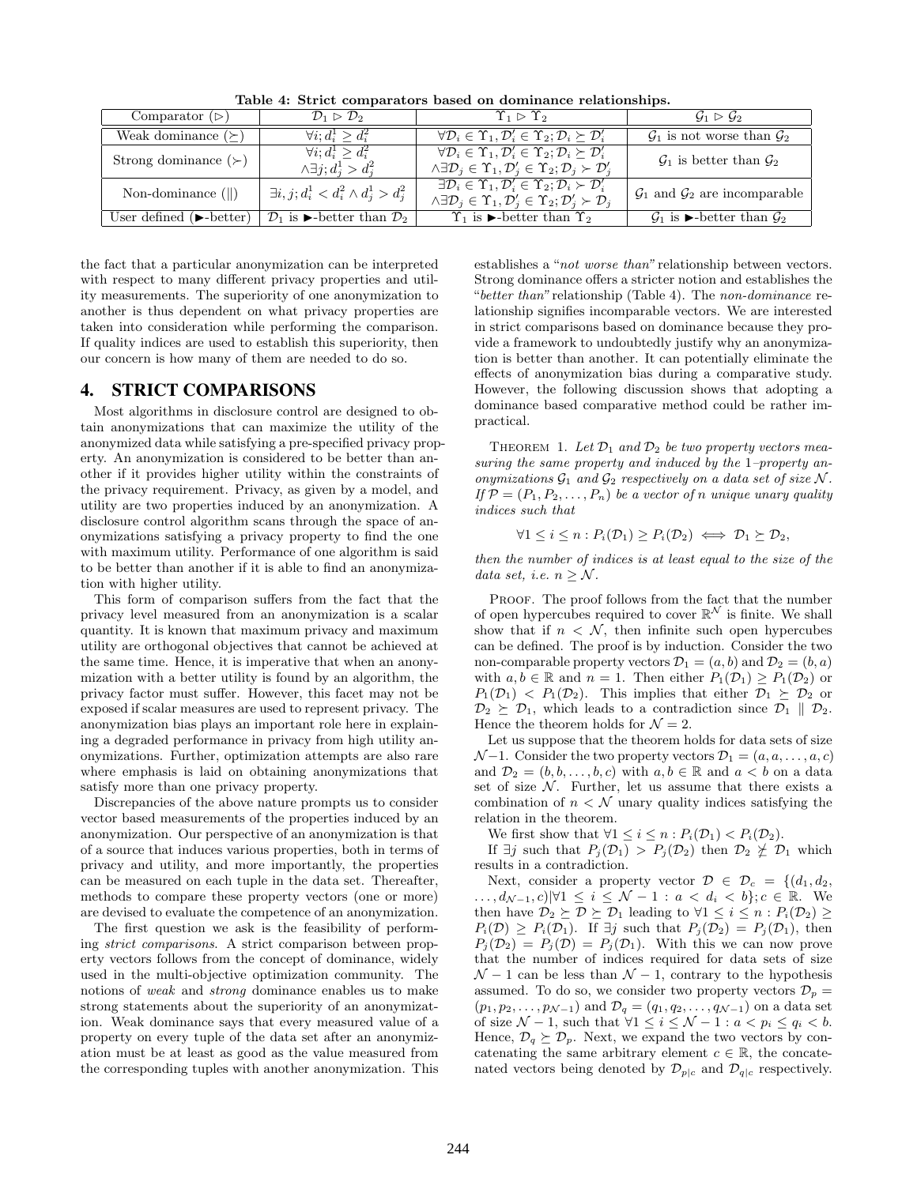**Table 4: Strict comparators based on dominance relationships.**

| Comparator ($\rhd$) | $\mathcal{D}_1 \rhd \mathcal{D}_2$ | $\Upsilon_1 \rhd \Upsilon_2$ | $\mathcal{G}_1 \rhd \mathcal{G}_2$ |
|---|---|---|---|
| Weak dominance ($\succeq$) | $\forall i; d_i^1 \geq d_i^2$ | $\forall \mathcal{D}_i \in \Upsilon_1, \mathcal{D}'_i \in \Upsilon_2; \mathcal{D}_i \succeq \mathcal{D}'_i$ | $\mathcal{G}_1$ is not worse than $\mathcal{G}_2$ |
| Strong dominance ($\succ$) | $\forall i; d_i^1 \geq d_i^2$ $\wedge \exists j; d_j^1 > d_j^2$ | $\forall \mathcal{D}_i \in \Upsilon_1, \mathcal{D}'_i \in \Upsilon_2; \mathcal{D}_i \succeq \mathcal{D}'_i$ $\wedge \exists \mathcal{D}_j \in \Upsilon_1, \mathcal{D}'_j \in \Upsilon_2; \mathcal{D}_j \succ \mathcal{D}'_j$ | $\mathcal{G}_1$ is better than $\mathcal{G}_2$ |
| Non-dominance ($\parallel$) | $\exists i, j; d_i^1 < d_i^2 \wedge d_j^1 > d_j^2$ | $\exists \mathcal{D}_i \in \Upsilon_1, \mathcal{D}'_i \in \Upsilon_2; \mathcal{D}_i \succ \mathcal{D}'_i$ $\wedge \exists \mathcal{D}_j \in \Upsilon_1, \mathcal{D}'_j \in \Upsilon_2; \mathcal{D}'_j \succ \mathcal{D}_j$ | $\mathcal{G}_1$ and $\mathcal{G}_2$ are incomparable |
| User defined (►-better) | $\mathcal{D}_1$ is ►-better than $\mathcal{D}_2$ | $\Upsilon_1$ is ►-better than $\Upsilon_2$ | $\mathcal{G}_1$ is ►-better than $\mathcal{G}_2$ |

the fact that a particular anonymization can be interpreted with respect to many different privacy properties and utility measurements. The superiority of one anonymization to another is thus dependent on what privacy properties are taken into consideration while performing the comparison. If quality indices are used to establish this superiority, then our concern is how many of them are needed to do so.

## 4. STRICT COMPARISONS

Most algorithms in disclosure control are designed to obtain anonymizations that can maximize the utility of the anonymized data while satisfying a pre-specified privacy property. An anonymization is considered to be better than another if it provides higher utility within the constraints of the privacy requirement. Privacy, as given by a model, and utility are two properties induced by an anonymization. A disclosure control algorithm scans through the space of anonymizations satisfying a privacy property to find the one with maximum utility. Performance of one algorithm is said to be better than another if it is able to find an anonymization with higher utility.

This form of comparison suffers from the fact that the privacy level measured from an anonymization is a scalar quantity. It is known that maximum privacy and maximum utility are orthogonal objectives that cannot be achieved at the same time. Hence, it is imperative that when an anonymization with a better utility is found by an algorithm, the privacy factor must suffer. However, this facet may not be exposed if scalar measures are used to represent privacy. The anonymization bias plays an important role here in explaining a degraded performance in privacy from high utility anonymizations. Further, optimization attempts are also rare where emphasis is laid on obtaining anonymizations that satisfy more than one privacy property.

Discrepancies of the above nature prompts us to consider vector based measurements of the properties induced by an anonymization. Our perspective of an anonymization is that of a source that induces various properties, both in terms of privacy and utility, and more importantly, the properties can be measured on each tuple in the data set. Thereafter, methods to compare these property vectors (one or more) are devised to evaluate the competence of an anonymization.

The first question we ask is the feasibility of performing *strict comparisons*. A strict comparison between property vectors follows from the concept of dominance, widely used in the multi-objective optimization community. The notions of *weak* and *strong* dominance enables us to make strong statements about the superiority of an anonymization. Weak dominance says that every measured value of a property on every tuple of the data set after an anonymization must be at least as good as the value measured from the corresponding tuples with another anonymization. This establishes a "*not worse than*" relationship between vectors. Strong dominance offers a stricter notion and establishes the "*better than*" relationship (Table 4). The *non-dominance* relationship signifies incomparable vectors. We are interested in strict comparisons based on dominance because they provide a framework to undoubtedly justify why an anonymization is better than another. It can potentially eliminate the effects of anonymization bias during a comparative study. However, the following discussion shows that adopting a dominance based comparative method could be rather impractical.

THEOREM 1. *Let $\mathcal{D}_1$ and $\mathcal{D}_2$ be two property vectors measuring the same property and induced by the 1–property anonymizations $\mathcal{G}_1$ and $\mathcal{G}_2$ respectively on a data set of size $\mathcal{N}$. If $\mathcal{P} = (P_1, P_2, \ldots, P_n)$ be a vector of $n$ unique unary quality indices such that*

$$\forall 1 \leq i \leq n : P_i(\mathcal{D}_1) \geq P_i(\mathcal{D}_2) \iff \mathcal{D}_1 \succeq \mathcal{D}_2,$$

*then the number of indices is at least equal to the size of the data set, i.e. $n \geq \mathcal{N}$.*

PROOF. The proof follows from the fact that the number of open hypercubes required to cover $\mathbb{R}^{\mathcal{N}}$ is finite. We shall show that if $n < \mathcal{N}$, then infinite such open hypercubes can be defined. The proof is by induction. Consider the two non-comparable property vectors $\mathcal{D}_1 = (a, b)$ and $\mathcal{D}_2 = (b, a)$ with $a, b \in \mathbb{R}$ and $n = 1$. Then either $P_1(\mathcal{D}_1) \geq P_1(\mathcal{D}_2)$ or $P_1(\mathcal{D}_1) < P_1(\mathcal{D}_2)$. This implies that either $\mathcal{D}_1 \succeq \mathcal{D}_2$ or $\mathcal{D}_2 \succeq \mathcal{D}_1$, which leads to a contradiction since $\mathcal{D}_1 \parallel \mathcal{D}_2$. Hence the theorem holds for $\mathcal{N} = 2$.

Let us suppose that the theorem holds for data sets of size $\mathcal{N}-1$. Consider the two property vectors $\mathcal{D}_1 = (a, a, \ldots, a, c)$ and $\mathcal{D}_2 = (b, b, \ldots, b, c)$ with $a, b \in \mathbb{R}$ and $a < b$ on a data set of size $\mathcal{N}$. Further, let us assume that there exists a combination of $n < \mathcal{N}$ unary quality indices satisfying the relation in the theorem.

We first show that $\forall 1 \leq i \leq n : P_i(\mathcal{D}_1) < P_i(\mathcal{D}_2)$.

If $\exists j$ such that $P_j(\mathcal{D}_1) > P_j(\mathcal{D}_2)$ then $\mathcal{D}_2 \not\succeq \mathcal{D}_1$ which results in a contradiction.

Next, consider a property vector $\mathcal{D} \in \mathcal{D}_c = \{(d_1, d_2, \ldots, d_{\mathcal{N}-1}, c) | \forall 1 \leq i \leq \mathcal{N}-1 : a < d_i < b\}; c \in \mathbb{R}$. We then have $\mathcal{D}_2 \succeq \mathcal{D} \succeq \mathcal{D}_1$ leading to $\forall 1 \leq i \leq n : P_i(\mathcal{D}_2) \geq P_i(\mathcal{D}) \geq P_i(\mathcal{D}_1)$. If $\exists j$ such that $P_j(\mathcal{D}_2) = P_j(\mathcal{D}_1)$, then $P_j(\mathcal{D}_2) = P_j(\mathcal{D}) = P_j(\mathcal{D}_1)$. With this we can now prove that the number of indices required for data sets of size $\mathcal{N}-1$ can be less than $\mathcal{N}-1$, contrary to the hypothesis assumed. To do so, we consider two property vectors $\mathcal{D}_p = (p_1, p_2, \ldots, p_{\mathcal{N}-1})$ and $\mathcal{D}_q = (q_1, q_2, \ldots, q_{\mathcal{N}-1})$ on a data set of size $\mathcal{N}-1$, such that $\forall 1 \leq i \leq \mathcal{N}-1 : a < p_i \leq q_i < b$. Hence, $\mathcal{D}_q \succeq \mathcal{D}_p$. Next, we expand the two vectors by concatenating the same arbitrary element $c \in \mathbb{R}$, the concatenated vectors being denoted by $\mathcal{D}_{p|c}$ and $\mathcal{D}_{q|c}$ respectively.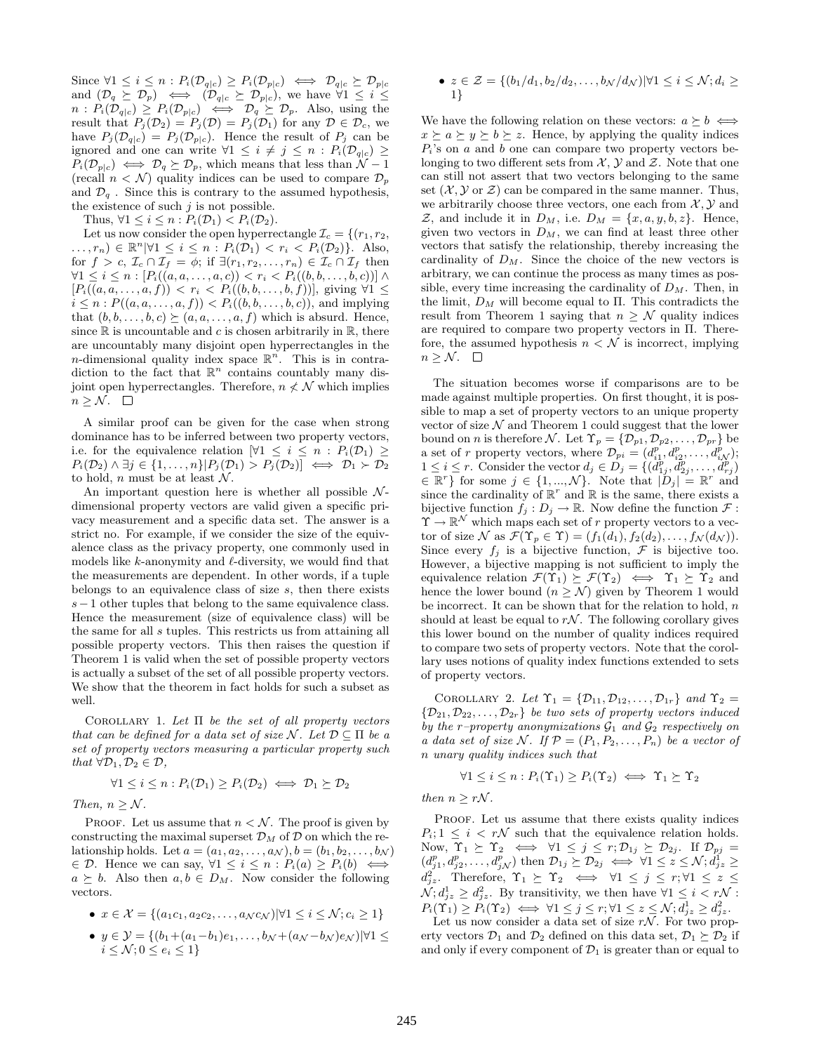Since $\forall 1 \leq i \leq n : P_i(\mathcal{D}_{q|c}) \geq P_i(\mathcal{D}_{p|c}) \iff \mathcal{D}_{q|c} \succeq \mathcal{D}_{p|c}$ and $(\mathcal{D}_q \succeq \mathcal{D}_p) \iff (\mathcal{D}_{q|c} \succeq \mathcal{D}_{p|c})$, we have $\forall 1 \leq i \leq n : P_i(\mathcal{D}_{q|c}) \geq P_i(\mathcal{D}_{p|c}) \iff \mathcal{D}_q \succeq \mathcal{D}_p$. Also, using the result that $P_j(\mathcal{D}_2) = P_j(\mathcal{D}) = P_j(\mathcal{D}_1)$ for any $\mathcal{D} \in \mathcal{D}_c$, we have $P_j(\mathcal{D}_{q|c}) = P_j(\mathcal{D}_{p|c})$. Hence the result of $P_j$ can be ignored and one can write $\forall 1 \leq i \neq j \leq n : P_i(\mathcal{D}_{q|c}) \geq P_i(\mathcal{D}_{p|c}) \iff \mathcal{D}_q \succeq \mathcal{D}_p$, which means that less than $\mathcal{N} - 1$ (recall $n < \mathcal{N}$) quality indices can be used to compare $\mathcal{D}_p$ and $\mathcal{D}_q$ . Since this is contrary to the assumed hypothesis, the existence of such $j$ is not possible.

Thus, $\forall 1 \leq i \leq n : P_i(\mathcal{D}_1) < P_i(\mathcal{D}_2)$.

Let us now consider the open hyperrectangle $\mathcal{I}_c = \{(r_1, r_2, \ldots, r_n) \in \mathbb{R}^n | \forall 1 \leq i \leq n : P_i(\mathcal{D}_1) < r_i < P_i(\mathcal{D}_2)\}$. Also, for $f > c$, $\mathcal{I}_c \cap \mathcal{I}_f = \phi$; if $\exists (r_1, r_2, \ldots, r_n) \in \mathcal{I}_c \cap \mathcal{I}_f$ then $\forall 1 \leq i \leq n : [P_i((a, a, \ldots, a, c)) < r_i < P_i((b, b, \ldots, b, c))] \wedge [P_i((a, a, \ldots, a, f)) < r_i < P_i((b, b, \ldots, b, f))]$, giving $\forall 1 \leq i \leq n : P((a, a, \ldots, a, f)) < P_i((b, b, \ldots, b, c))$, and implying that $(b, b, \ldots, b, c) \succeq (a, a, \ldots, a, f)$ which is absurd. Hence, since $\mathbb{R}$ is uncountable and $c$ is chosen arbitrarily in $\mathbb{R}$, there are uncountably many disjoint open hyperrectangles in the $n$-dimensional quality index space $\mathbb{R}^n$. This is in contradiction to the fact that $\mathbb{R}^n$ contains countably many disjoint open hyperrectangles. Therefore, $n \nless \mathcal{N}$ which implies $n \geq \mathcal{N}$. $\square$

A similar proof can be given for the case when strong dominance has to be inferred between two property vectors, i.e. for the equivalence relation $[\forall 1 \leq i \leq n : P_i(\mathcal{D}_1) \geq P_i(\mathcal{D}_2) \wedge \exists j \in \{1, \ldots, n\} [P_j(\mathcal{D}_1) > P_j(\mathcal{D}_2)] \iff \mathcal{D}_1 \succ \mathcal{D}_2$ to hold, $n$ must be at least $\mathcal{N}$.

An important question here is whether all possible $\mathcal{N}$-dimensional property vectors are valid given a specific privacy measurement and a specific data set. The answer is a strict no. For example, if we consider the size of the equivalence class as the privacy property, one commonly used in models like $k$-anonymity and $\ell$-diversity, we would find that the measurements are dependent. In other words, if a tuple belongs to an equivalence class of size $s$, then there exists $s-1$ other tuples that belong to the same equivalence class. Hence the measurement (size of equivalence class) will be the same for all $s$ tuples. This restricts us from attaining all possible property vectors. This then raises the question if Theorem 1 is valid when the set of possible property vectors is actually a subset of the set of all possible property vectors. We show that the theorem in fact holds for such a subset as well.

Corollary 1. *Let $\Pi$ be the set of all property vectors that can be defined for a data set of size $\mathcal{N}$. Let $\mathcal{D} \subseteq \Pi$ be a set of property vectors measuring a particular property such that $\forall \mathcal{D}_1, \mathcal{D}_2 \in \mathcal{D}$,*

$$\forall 1 \leq i \leq n : P_i(\mathcal{D}_1) \geq P_i(\mathcal{D}_2) \iff \mathcal{D}_1 \succeq \mathcal{D}_2$$

*Then, $n \geq \mathcal{N}$.*

Proof. Let us assume that $n < \mathcal{N}$. The proof is given by constructing the maximal superset $\mathcal{D}_M$ of $\mathcal{D}$ on which the relationship holds. Let $a = (a_1, a_2, \ldots, a_\mathcal{N}), b = (b_1, b_2, \ldots, b_\mathcal{N}) \in \mathcal{D}$. Hence we can say, $\forall 1 \leq i \leq n : P_i(a) \geq P_i(b) \iff a \succeq b$. Also then $a, b \in D_M$. Now consider the following vectors.

- $x \in \mathcal{X} = \{(a_1c_1, a_2c_2, \ldots, a_\mathcal{N}c_\mathcal{N}) | \forall 1 \leq i \leq \mathcal{N}; c_i \geq 1\}$
- $y \in \mathcal{Y} = \{(b_1 + (a_1 - b_1)e_1, \ldots, b_\mathcal{N} + (a_\mathcal{N} - b_\mathcal{N})e_\mathcal{N}) | \forall 1 \leq i \leq \mathcal{N}; 0 \leq e_i \leq 1\}$
- $z \in \mathcal{Z} = \{(b_1/d_1, b_2/d_2, \ldots, b_\mathcal{N}/d_\mathcal{N}) | \forall 1 \leq i \leq \mathcal{N}; d_i \geq 1\}$

We have the following relation on these vectors: $a \succeq b \iff x \succeq a \succeq y \succeq b \succeq z$. Hence, by applying the quality indices $P_i$'s on $a$ and $b$ one can compare two property vectors belonging to two different sets from $\mathcal{X}, \mathcal{Y}$ and $\mathcal{Z}$. Note that one can still not assert that two vectors belonging to the same set ($\mathcal{X}, \mathcal{Y}$ or $\mathcal{Z}$) can be compared in the same manner. Thus, we arbitrarily choose three vectors, one each from $\mathcal{X}, \mathcal{Y}$ and $\mathcal{Z}$, and include it in $D_M$, i.e. $D_M = \{x, a, y, b, z\}$. Hence, given two vectors in $D_M$, we can find at least three other vectors that satisfy the relationship, thereby increasing the cardinality of $D_M$. Since the choice of the new vectors is arbitrary, we can continue the process as many times as possible, every time increasing the cardinality of $D_M$. Then, in the limit, $D_M$ will become equal to $\Pi$. This contradicts the result from Theorem 1 saying that $n \geq \mathcal{N}$ quality indices are required to compare two property vectors in $\Pi$. Therefore, the assumed hypothesis $n < \mathcal{N}$ is incorrect, implying $n \geq \mathcal{N}$. $\square$

The situation becomes worse if comparisons are to be made against multiple properties. On first thought, it is possible to map a set of property vectors to an unique property vector of size $\mathcal{N}$ and Theorem 1 could suggest that the lower bound on $n$ is therefore $\mathcal{N}$. Let $\Upsilon_p = \{\mathcal{D}_{p1}, \mathcal{D}_{p2}, \ldots, \mathcal{D}_{pr}\}$ be a set of $r$ property vectors, where $\mathcal{D}_{pi} = (d^p_{i1}, d^p_{i2}, \ldots, d^p_{i\mathcal{N}})$; $1 \leq i \leq r$. Consider the vector $d_j \in D_j = \{(d^p_{1j}, d^p_{2j}, \ldots, d^p_{rj}) \in \mathbb{R}^r\}$ for some $j \in \{1, ..., \mathcal{N}\}$. Note that $|D_j| = \mathbb{R}^r$ and since the cardinality of $\mathbb{R}^r$ and $\mathbb{R}$ is the same, there exists a bijective function $f_j : D_j \to \mathbb{R}$. Now define the function $\mathcal{F} : \Upsilon \to \mathbb{R}^\mathcal{N}$ which maps each set of $r$ property vectors to a vector of size $\mathcal{N}$ as $\mathcal{F}(\Upsilon_p \in \Upsilon) = (f_1(d_1), f_2(d_2), \ldots, f_\mathcal{N}(d_\mathcal{N}))$. Since every $f_j$ is a bijective function, $\mathcal{F}$ is bijective too. However, a bijective mapping is not sufficient to imply the equivalence relation $\mathcal{F}(\Upsilon_1) \succeq \mathcal{F}(\Upsilon_2) \iff \Upsilon_1 \succeq \Upsilon_2$ and hence the lower bound ($n \geq \mathcal{N}$) given by Theorem 1 would be incorrect. It can be shown that for the relation to hold, $n$ should at least be equal to $r\mathcal{N}$. The following corollary gives this lower bound on the number of quality indices required to compare two sets of property vectors. Note that the corollary uses notions of quality index functions extended to sets of property vectors.

Corollary 2. *Let $\Upsilon_1 = \{\mathcal{D}_{11}, \mathcal{D}_{12}, \ldots, \mathcal{D}_{1r}\}$ and $\Upsilon_2 = \{\mathcal{D}_{21}, \mathcal{D}_{22}, \ldots, \mathcal{D}_{2r}\}$ be two sets of property vectors induced by the $r$–property anonymizations $\mathcal{G}_1$ and $\mathcal{G}_2$ respectively on a data set of size $\mathcal{N}$. If $\mathcal{P} = (P_1, P_2, \ldots, P_n)$ be a vector of $n$ unary quality indices such that*

$$\forall 1 \leq i \leq n : P_i(\Upsilon_1) \geq P_i(\Upsilon_2) \iff \Upsilon_1 \succeq \Upsilon_2$$

*then $n \geq r\mathcal{N}$.*

Proof. Let us assume that there exists quality indices $P_i; 1 \leq i < r\mathcal{N}$ such that the equivalence relation holds. Now, $\Upsilon_1 \succeq \Upsilon_2 \iff \forall 1 \leq j \leq r; \mathcal{D}_{1j} \succeq \mathcal{D}_{2j}$. If $\mathcal{D}_{pj} = (d^p_{j1}, d^p_{j2}, \ldots, d^p_{j\mathcal{N}})$ then $\mathcal{D}_{1j} \succeq \mathcal{D}_{2j} \iff \forall 1 \leq z \leq \mathcal{N}; d^1_{jz} \geq d^2_{jz}$. Therefore, $\Upsilon_1 \succeq \Upsilon_2 \iff \forall 1 \leq j \leq r; \forall 1 \leq z \leq \mathcal{N}; d^1_{jz} \geq d^2_{jz}$. By transitivity, we then have $\forall 1 \leq i < r\mathcal{N} : P_i(\Upsilon_1) \geq P_i(\Upsilon_2) \iff \forall 1 \leq j \leq r; \forall 1 \leq z \leq \mathcal{N}; d^1_{jz} \geq d^2_{jz}$.

Let us now consider a data set of size $r\mathcal{N}$. For two property vectors $\mathcal{D}_1$ and $\mathcal{D}_2$ defined on this data set, $\mathcal{D}_1 \succeq \mathcal{D}_2$ if and only if every component of $\mathcal{D}_1$ is greater than or equal to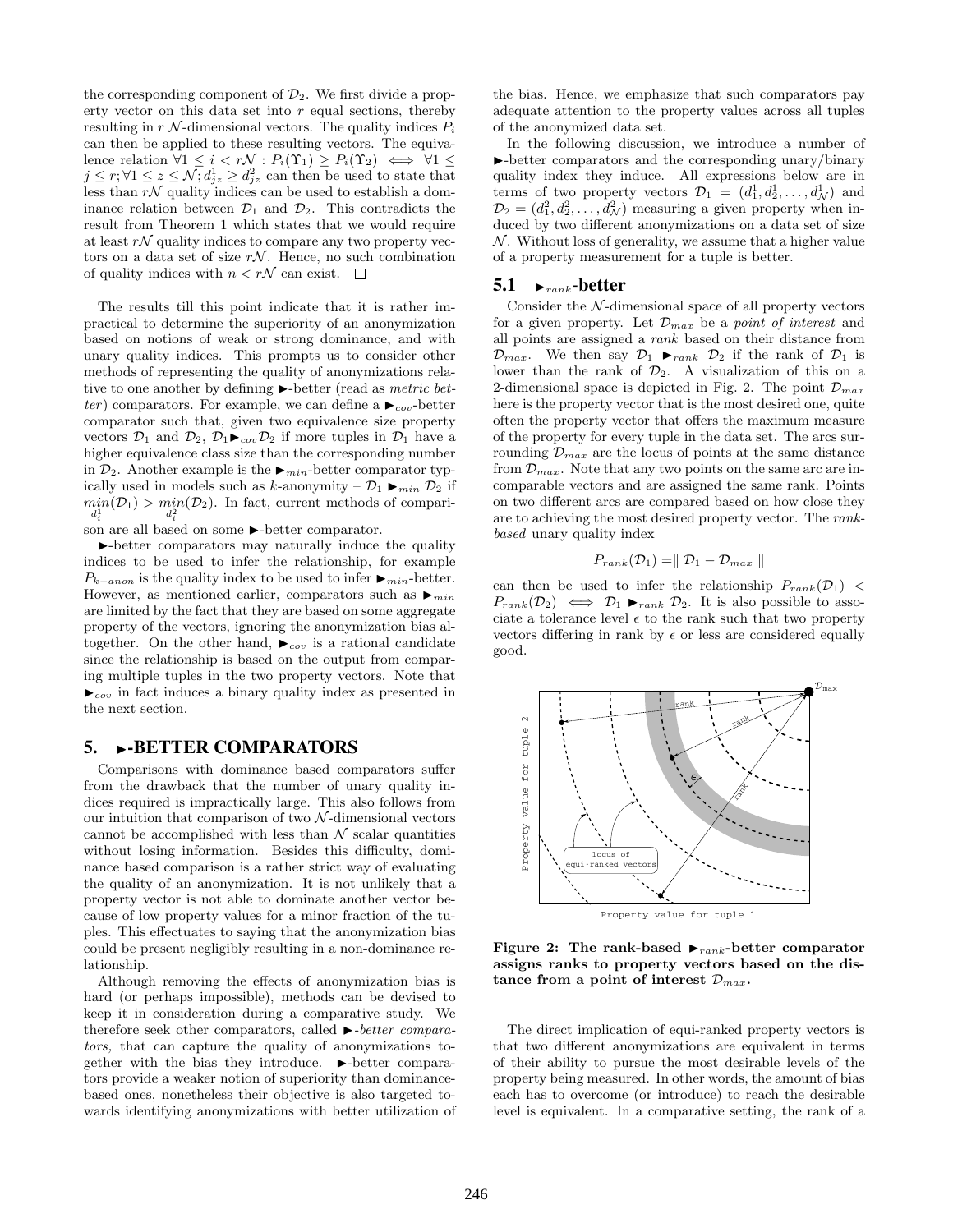the corresponding component of $\mathcal{D}_2$. We first divide a property vector on this data set into $r$ equal sections, thereby resulting in $r$ $\mathcal{N}$-dimensional vectors. The quality indices $P_i$ can then be applied to these resulting vectors. The equivalence relation $\forall 1 \leq i < r\mathcal{N} : P_i(\Upsilon_1) \geq P_i(\Upsilon_2) \iff \forall 1 \leq j \leq r; \forall 1 \leq z \leq \mathcal{N}; d^1_{jz} \geq d^2_{jz}$ can then be used to state that less than $r\mathcal{N}$ quality indices can be used to establish a dominance relation between $\mathcal{D}_1$ and $\mathcal{D}_2$. This contradicts the result from Theorem 1 which states that we would require at least $r\mathcal{N}$ quality indices to compare any two property vectors on a data set of size $r\mathcal{N}$. Hence, no such combination of quality indices with $n < r\mathcal{N}$ can exist. □

The results till this point indicate that it is rather impractical to determine the superiority of an anonymization based on notions of weak or strong dominance, and with unary quality indices. This prompts us to consider other methods of representing the quality of anonymizations relative to one another by defining ►-better (read as *metric better*) comparators. For example, we can define a $\blacktriangleright_{cov}$-better comparator such that, given two equivalence size property vectors $\mathcal{D}_1$ and $\mathcal{D}_2$, $\mathcal{D}_1 \blacktriangleright_{cov} \mathcal{D}_2$ if more tuples in $\mathcal{D}_1$ have a higher equivalence class size than the corresponding number in $\mathcal{D}_2$. Another example is the $\blacktriangleright_{min}$-better comparator typically used in models such as $k$-anonymity – $\mathcal{D}_1 \blacktriangleright_{min} \mathcal{D}_2$ if $\min_{d^1_i}(\mathcal{D}_1) > \min_{d^2_i}(\mathcal{D}_2)$. In fact, current methods of comparison are all based on some ►-better comparator.

►-better comparators may naturally induce the quality indices to be used to infer the relationship, for example $P_{k-anon}$ is the quality index to be used to infer $\blacktriangleright_{min}$-better. However, as mentioned earlier, comparators such as $\blacktriangleright_{min}$ are limited by the fact that they are based on some aggregate property of the vectors, ignoring the anonymization bias altogether. On the other hand, $\blacktriangleright_{cov}$ is a rational candidate since the relationship is based on the output from comparing multiple tuples in the two property vectors. Note that $\blacktriangleright_{cov}$ in fact induces a binary quality index as presented in the next section.

## 5. ►-BETTER COMPARATORS

Comparisons with dominance based comparators suffer from the drawback that the number of unary quality indices required is impractically large. This also follows from our intuition that comparison of two $\mathcal{N}$-dimensional vectors cannot be accomplished with less than $\mathcal{N}$ scalar quantities without losing information. Besides this difficulty, dominance based comparison is a rather strict way of evaluating the quality of an anonymization. It is not unlikely that a property vector is not able to dominate another vector because of low property values for a minor fraction of the tuples. This effectuates to saying that the anonymization bias could be present negligibly resulting in a non-dominance relationship.

Although removing the effects of anonymization bias is hard (or perhaps impossible), methods can be devised to keep it in consideration during a comparative study. We therefore seek other comparators, called *►-better comparators,* that can capture the quality of anonymizations together with the bias they introduce. ►-better comparators provide a weaker notion of superiority than dominance-based ones, nonetheless their objective is also targeted towards identifying anonymizations with better utilization of the bias. Hence, we emphasize that such comparators pay adequate attention to the property values across all tuples of the anonymized data set.

In the following discussion, we introduce a number of ►-better comparators and the corresponding unary/binary quality index they induce. All expressions below are in terms of two property vectors $\mathcal{D}_1 = (d^1_1, d^1_2, \ldots, d^1_{\mathcal{N}})$ and $\mathcal{D}_2 = (d^2_1, d^2_2, \ldots, d^2_{\mathcal{N}})$ measuring a given property when induced by two different anonymizations on a data set of size $\mathcal{N}$. Without loss of generality, we assume that a higher value of a property measurement for a tuple is better.

### 5.1 $\blacktriangleright_{rank}$-better

Consider the $\mathcal{N}$-dimensional space of all property vectors for a given property. Let $\mathcal{D}_{max}$ be a *point of interest* and all points are assigned a *rank* based on their distance from $\mathcal{D}_{max}$. We then say $\mathcal{D}_1 \blacktriangleright_{rank} \mathcal{D}_2$ if the rank of $\mathcal{D}_1$ is lower than the rank of $\mathcal{D}_2$. A visualization of this on a 2-dimensional space is depicted in Fig. 2. The point $\mathcal{D}_{max}$ here is the property vector that is the most desired one, quite often the property vector that offers the maximum measure of the property for every tuple in the data set. The arcs surrounding $\mathcal{D}_{max}$ are the locus of points at the same distance from $\mathcal{D}_{max}$. Note that any two points on the same arc are incomparable vectors and are assigned the same rank. Points on two different arcs are compared based on how close they are to achieving the most desired property vector. The *rank-based* unary quality index

$$P_{rank}(\mathcal{D}_1) = \| \mathcal{D}_1 - \mathcal{D}_{max} \|$$

can then be used to infer the relationship $P_{rank}(\mathcal{D}_1) < P_{rank}(\mathcal{D}_2) \iff \mathcal{D}_1 \blacktriangleright_{rank} \mathcal{D}_2$. It is also possible to associate a tolerance level $\epsilon$ to the rank such that two property vectors differing in rank by $\epsilon$ or less are considered equally good.

**Figure 2: The rank-based $\blacktriangleright_{rank}$-better comparator assigns ranks to property vectors based on the distance from a point of interest $\mathcal{D}_{max}$.**

The direct implication of equi-ranked property vectors is that two different anonymizations are equivalent in terms of their ability to pursue the most desirable levels of the property being measured. In other words, the amount of bias each has to overcome (or introduce) to reach the desirable level is equivalent. In a comparative setting, the rank of a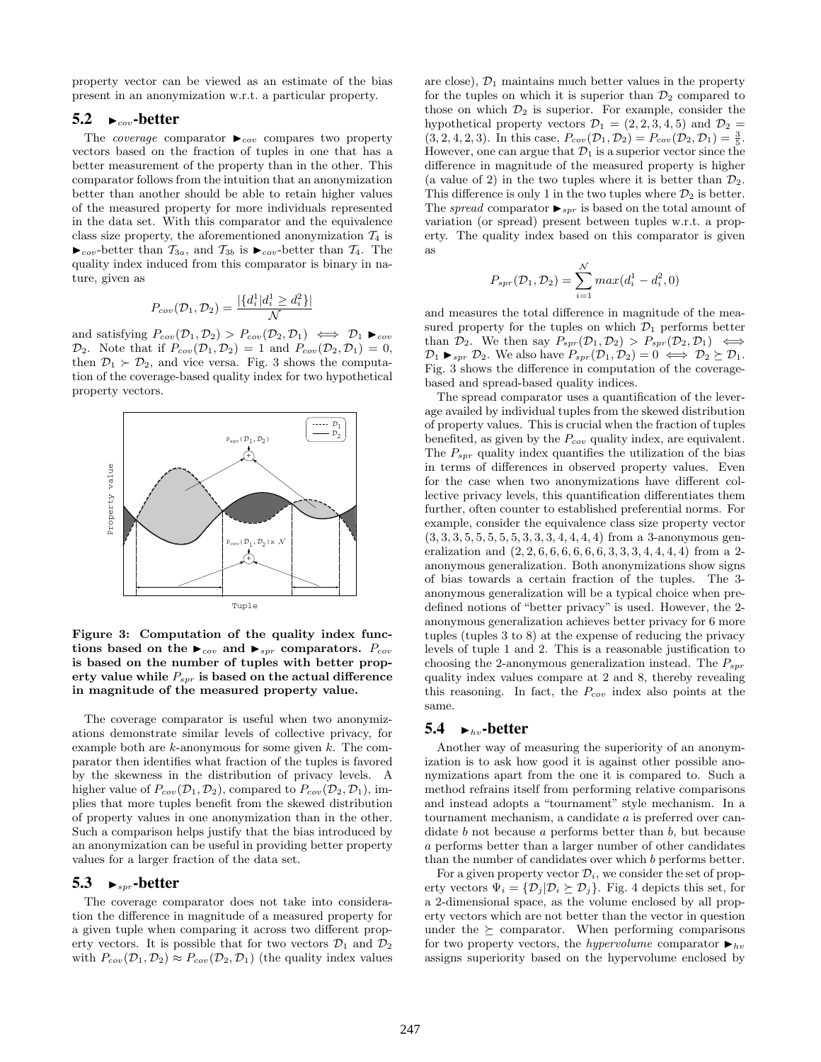property vector can be viewed as an estimate of the bias present in an anonymization w.r.t. a particular property.

## 5.2 $\blacktriangleright_{cov}$-better

The *coverage* comparator $\blacktriangleright_{cov}$ compares two property vectors based on the fraction of tuples in one that has a better measurement of the property than in the other. This comparator follows from the intuition that an anonymization better than another should be able to retain higher values of the measured property for more individuals represented in the data set. With this comparator and the equivalence class size property, the aforementioned anonymization $\mathcal{T}_4$ is $\blacktriangleright_{cov}$-better than $\mathcal{T}_{3a}$, and $\mathcal{T}_{3b}$ is $\blacktriangleright_{cov}$-better than $\mathcal{T}_4$. The quality index induced from this comparator is binary in nature, given as

$$P_{cov}(\mathcal{D}_1, \mathcal{D}_2) = \frac{|\{d_i^1 | d_i^1 \geq d_i^2\}|}{\mathcal{N}}$$

and satisfying $P_{cov}(\mathcal{D}_1, \mathcal{D}_2) > P_{cov}(\mathcal{D}_2, \mathcal{D}_1) \iff \mathcal{D}_1 \blacktriangleright_{cov} \mathcal{D}_2$. Note that if $P_{cov}(\mathcal{D}_1, \mathcal{D}_2) = 1$ and $P_{cov}(\mathcal{D}_2, \mathcal{D}_1) = 0$, then $\mathcal{D}_1 \succ \mathcal{D}_2$, and vice versa. Fig. 3 shows the computation of the coverage-based quality index for two hypothetical property vectors.

**Figure 3: Computation of the quality index functions based on the $\blacktriangleright_{cov}$ and $\blacktriangleright_{spr}$ comparators. $P_{cov}$ is based on the number of tuples with better property value while $P_{spr}$ is based on the actual difference in magnitude of the measured property value.**

The coverage comparator is useful when two anonymizations demonstrate similar levels of collective privacy, for example both are $k$-anonymous for some given $k$. The comparator then identifies what fraction of the tuples is favored by the skewness in the distribution of privacy levels. A higher value of $P_{cov}(\mathcal{D}_1, \mathcal{D}_2)$, compared to $P_{cov}(\mathcal{D}_2, \mathcal{D}_1)$, implies that more tuples benefit from the skewed distribution of property values in one anonymization than in the other. Such a comparison helps justify that the bias introduced by an anonymization can be useful in providing better property values for a larger fraction of the data set.

## 5.3 $\blacktriangleright_{spr}$-better

The coverage comparator does not take into consideration the difference in magnitude of a measured property for a given tuple when comparing it across two different property vectors. It is possible that for two vectors $\mathcal{D}_1$ and $\mathcal{D}_2$ with $P_{cov}(\mathcal{D}_1, \mathcal{D}_2) \approx P_{cov}(\mathcal{D}_2, \mathcal{D}_1)$ (the quality index values are close), $\mathcal{D}_1$ maintains much better values in the property for the tuples on which it is superior than $\mathcal{D}_2$ compared to those on which $\mathcal{D}_2$ is superior. For example, consider the hypothetical property vectors $\mathcal{D}_1 = (2, 2, 3, 4, 5)$ and $\mathcal{D}_2 = (3, 2, 4, 2, 3)$. In this case, $P_{cov}(\mathcal{D}_1, \mathcal{D}_2) = P_{cov}(\mathcal{D}_2, \mathcal{D}_1) = \frac{3}{5}$. However, one can argue that $\mathcal{D}_1$ is a superior vector since the difference in magnitude of the measured property is higher (a value of 2) in the two tuples where it is better than $\mathcal{D}_2$. This difference is only 1 in the two tuples where $\mathcal{D}_2$ is better. The *spread* comparator $\blacktriangleright_{spr}$ is based on the total amount of variation (or spread) present between tuples w.r.t. a property. The quality index based on this comparator is given as

$$P_{spr}(\mathcal{D}_1, \mathcal{D}_2) = \sum_{i=1}^{\mathcal{N}} max(d_i^1 - d_i^2, 0)$$

and measures the total difference in magnitude of the measured property for the tuples on which $\mathcal{D}_1$ performs better than $\mathcal{D}_2$. We then say $P_{spr}(\mathcal{D}_1, \mathcal{D}_2) > P_{spr}(\mathcal{D}_2, \mathcal{D}_1) \iff \mathcal{D}_1 \blacktriangleright_{spr} \mathcal{D}_2$. We also have $P_{spr}(\mathcal{D}_1, \mathcal{D}_2) = 0 \iff \mathcal{D}_2 \succeq \mathcal{D}_1$. Fig. 3 shows the difference in computation of the coverage-based and spread-based quality indices.

The spread comparator uses a quantification of the leverage availed by individual tuples from the skewed distribution of property values. This is crucial when the fraction of tuples benefited, as given by the $P_{cov}$ quality index, are equivalent. The $P_{spr}$ quality index quantifies the utilization of the bias in terms of differences in observed property values. Even for the case when two anonymizations have different collective privacy levels, this quantification differentiates them further, often counter to established preferential norms. For example, consider the equivalence class size property vector $(3, 3, 3, 5, 5, 5, 5, 5, 3, 3, 3, 4, 4, 4, 4)$ from a 3-anonymous generalization and $(2, 2, 6, 6, 6, 6, 6, 6, 3, 3, 3, 4, 4, 4, 4)$ from a 2-anonymous generalization. Both anonymizations show signs of bias towards a certain fraction of the tuples. The 3-anonymous generalization will be a typical choice when predefined notions of "better privacy" is used. However, the 2-anonymous generalization achieves better privacy for 6 more tuples (tuples 3 to 8) at the expense of reducing the privacy levels of tuple 1 and 2. This is a reasonable justification to choosing the 2-anonymous generalization instead. The $P_{spr}$ quality index values compare at 2 and 8, thereby revealing this reasoning. In fact, the $P_{cov}$ index also points at the same.

## 5.4 $\blacktriangleright_{hv}$-better

Another way of measuring the superiority of an anonymization is to ask how good it is against other possible anonymizations apart from the one it is compared to. Such a method refrains itself from performing relative comparisons and instead adopts a "tournament" style mechanism. In a tournament mechanism, a candidate $a$ is preferred over candidate $b$ not because $a$ performs better than $b$, but because $a$ performs better than a larger number of other candidates than the number of candidates over which $b$ performs better.

For a given property vector $\mathcal{D}_i$, we consider the set of property vectors $\Psi_i = \{\mathcal{D}_j | \mathcal{D}_i \succeq \mathcal{D}_j\}$. Fig. 4 depicts this set, for a 2-dimensional space, as the volume enclosed by all property vectors which are not better than the vector in question under the $\succeq$ comparator. When performing comparisons for two property vectors, the *hypervolume* comparator $\blacktriangleright_{hv}$ assigns superiority based on the hypervolume enclosed by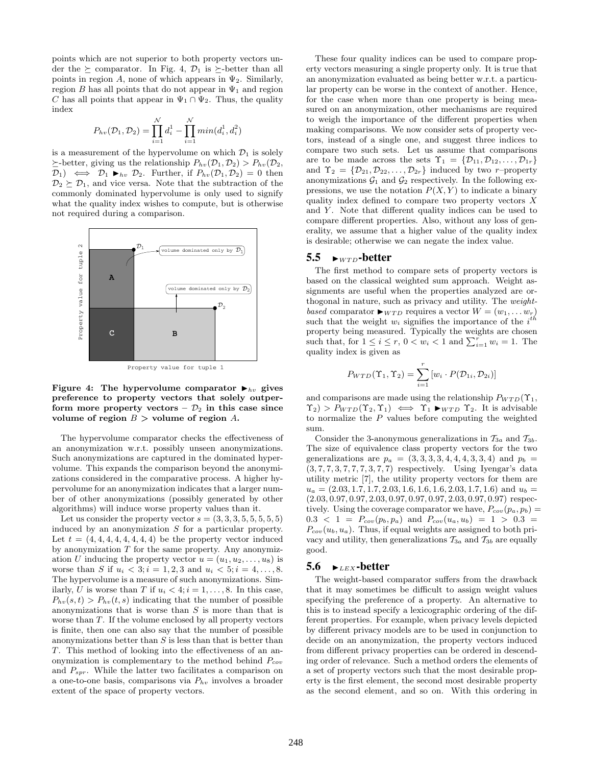points which are not superior to both property vectors under the $\succeq$ comparator. In Fig. 4, $\mathcal{D}_1$ is $\succeq$-better than all points in region $A$, none of which appears in $\Psi_2$. Similarly, region $B$ has all points that do not appear in $\Psi_1$ and region $C$ has all points that appear in $\Psi_1 \cap \Psi_2$. Thus, the quality index

$$P_{hv}(\mathcal{D}_1, \mathcal{D}_2) = \prod_{i=1}^{\mathcal{N}} d_i^1 - \prod_{i=1}^{\mathcal{N}} min(d_i^1, d_i^2)$$

is a measurement of the hypervolume on which $\mathcal{D}_1$ is solely $\succeq$-better, giving us the relationship $P_{hv}(\mathcal{D}_1, \mathcal{D}_2) > P_{hv}(\mathcal{D}_2, \mathcal{D}_1) \iff \mathcal{D}_1 \blacktriangleright_{hv} \mathcal{D}_2$. Further, if $P_{hv}(\mathcal{D}_1, \mathcal{D}_2) = 0$ then $\mathcal{D}_2 \succeq \mathcal{D}_1$, and vice versa. Note that the subtraction of the commonly dominated hypervolume is only used to signify what the quality index wishes to compute, but is otherwise not required during a comparison.

**Figure 4: The hypervolume comparator $\blacktriangleright_{hv}$ gives preference to property vectors that solely outperform more property vectors – $\mathcal{D}_2$ in this case since volume of region $B >$ volume of region $A$.**

The hypervolume comparator checks the effectiveness of an anonymization w.r.t. possibly unseen anonymizations. Such anonymizations are captured in the dominated hypervolume. This expands the comparison beyond the anonymizations considered in the comparative process. A higher hypervolume for an anonymization indicates that a larger number of other anonymizations (possibly generated by other algorithms) will induce worse property values than it.

Let us consider the property vector $s = (3, 3, 3, 5, 5, 5, 5, 5)$ induced by an anonymization $S$ for a particular property. Let $t = (4, 4, 4, 4, 4, 4, 4, 4)$ be the property vector induced by anonymization $T$ for the same property. Any anonymization $U$ inducing the property vector $u = (u_1, u_2, \ldots, u_8)$ is worse than $S$ if $u_i < 3; i = 1, 2, 3$ and $u_i < 5; i = 4, \ldots, 8$. The hypervolume is a measure of such anonymizations. Similarly, $U$ is worse than $T$ if $u_i < 4; i = 1, \ldots, 8$. In this case, $P_{hv}(s, t) > P_{hv}(t, s)$ indicating that the number of possible anonymizations that is worse than $S$ is more than that is worse than $T$. If the volume enclosed by all property vectors is finite, then one can also say that the number of possible anonymizations better than $S$ is less than that is better than $T$. This method of looking into the effectiveness of an anonymization is complementary to the method behind $P_{cov}$ and $P_{spr}$. While the latter two facilitates a comparison on a one-to-one basis, comparisons via $P_{hv}$ involves a broader extent of the space of property vectors.

These four quality indices can be used to compare property vectors measuring a single property only. It is true that an anonymization evaluated as being better w.r.t. a particular property can be worse in the context of another. Hence, for the case when more than one property is being measured on an anonymization, other mechanisms are required to weigh the importance of the different properties when making comparisons. We now consider sets of property vectors, instead of a single one, and suggest three indices to compare two such sets. Let us assume that comparisons are to be made across the sets $\Upsilon_1 = \{\mathcal{D}_{11}, \mathcal{D}_{12}, \ldots, \mathcal{D}_{1r}\}$ and $\Upsilon_2 = \{\mathcal{D}_{21}, \mathcal{D}_{22}, \ldots, \mathcal{D}_{2r}\}$ induced by two $r$–property anonymizations $\mathcal{G}_1$ and $\mathcal{G}_2$ respectively. In the following expressions, we use the notation $P(X, Y)$ to indicate a binary quality index defined to compare two property vectors $X$ and $Y$. Note that different quality indices can be used to compare different properties. Also, without any loss of generality, we assume that a higher value of the quality index is desirable; otherwise we can negate the index value.

## 5.5 $\blacktriangleright_{WTD}$-better

The first method to compare sets of property vectors is based on the classical weighted sum approach. Weight assignments are useful when the properties analyzed are orthogonal in nature, such as privacy and utility. The *weight-based* comparator $\blacktriangleright_{WTD}$ requires a vector $W = (w_1, \ldots w_r)$ such that the weight $w_i$ signifies the importance of the $i^{th}$ property being measured. Typically the weights are chosen such that, for $1 \le i \le r$, $0 < w_i < 1$ and $\sum_{i=1}^{r} w_i = 1$. The quality index is given as

$$P_{WTD}(\Upsilon_1, \Upsilon_2) = \sum_{i=1}^{r} [w_i \cdot P(\mathcal{D}_{1i}, \mathcal{D}_{2i})]$$

and comparisons are made using the relationship $P_{WTD}(\Upsilon_1, \Upsilon_2) > P_{WTD}(\Upsilon_2, \Upsilon_1) \iff \Upsilon_1 \blacktriangleright_{WTD} \Upsilon_2$. It is advisable to normalize the $P$ values before computing the weighted sum.

Consider the 3-anonymous generalizations in $\mathcal{T}_{3a}$ and $\mathcal{T}_{3b}$. The size of equivalence class property vectors for the two generalizations are $p_a = (3, 3, 3, 3, 4, 4, 4, 3, 3, 4)$ and $p_b = (3, 7, 7, 3, 7, 7, 7, 3, 7, 7)$ respectively. Using Iyengar's data utility metric [7], the utility property vectors for them are $u_a = (2.03, 1.7, 1.7, 2.03, 1.6, 1.6, 1.6, 2.03, 1.7, 1.6)$ and $u_b = (2.03, 0.97, 0.97, 2.03, 0.97, 0.97, 0.97, 2.03, 0.97, 0.97)$ respectively. Using the coverage comparator we have, $P_{cov}(p_a, p_b) = 0.3 < 1 = P_{cov}(p_b, p_a)$ and $P_{cov}(u_a, u_b) = 1 > 0.3 = P_{cov}(u_b, u_a)$. Thus, if equal weights are assigned to both privacy and utility, then generalizations $\mathcal{T}_{3a}$ and $\mathcal{T}_{3b}$ are equally good.

## 5.6 $\blacktriangleright_{LEX}$-better

The weight-based comparator suffers from the drawback that it may sometimes be difficult to assign weight values specifying the preference of a property. An alternative to this is to instead specify a lexicographic ordering of the different properties. For example, when privacy levels depicted by different privacy models are to be used in conjunction to decide on an anonymization, the property vectors induced from different privacy properties can be ordered in descending order of relevance. Such a method orders the elements of a set of property vectors such that the most desirable property is the first element, the second most desirable property as the second element, and so on. With this ordering in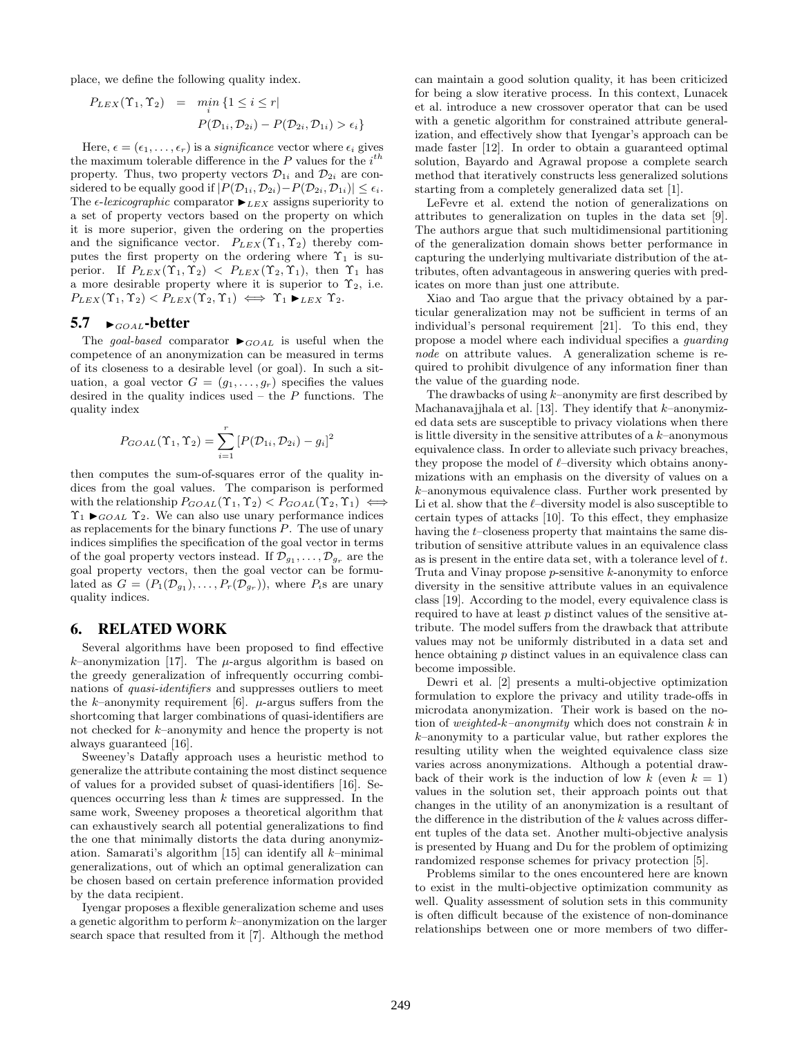place, we define the following quality index.

$$P_{LEX}(\Upsilon_1, \Upsilon_2) = \min_i \{1 \le i \le r | P(\mathcal{D}_{1i}, \mathcal{D}_{2i}) - P(\mathcal{D}_{2i}, \mathcal{D}_{1i}) > \epsilon_i\}$$

Here, $\epsilon = (\epsilon_1, \ldots, \epsilon_r)$ is a *significance* vector where $\epsilon_i$ gives the maximum tolerable difference in the $P$ values for the $i^{th}$ property. Thus, two property vectors $\mathcal{D}_{1i}$ and $\mathcal{D}_{2i}$ are considered to be equally good if $|P(\mathcal{D}_{1i}, \mathcal{D}_{2i}) - P(\mathcal{D}_{2i}, \mathcal{D}_{1i})| \le \epsilon_i$. The *ε-lexicographic* comparator $\blacktriangleright_{LEX}$ assigns superiority to a set of property vectors based on the property on which it is more superior, given the ordering on the properties and the significance vector. $P_{LEX}(\Upsilon_1, \Upsilon_2)$ thereby computes the first property on the ordering where $\Upsilon_1$ is superior. If $P_{LEX}(\Upsilon_1, \Upsilon_2) < P_{LEX}(\Upsilon_2, \Upsilon_1)$, then $\Upsilon_1$ has a more desirable property where it is superior to $\Upsilon_2$, i.e. $P_{LEX}(\Upsilon_1, \Upsilon_2) < P_{LEX}(\Upsilon_2, \Upsilon_1) \iff \Upsilon_1 \blacktriangleright_{LEX} \Upsilon_2$.

## 5.7 $\blacktriangleright_{GOAL}$-better

The *goal-based* comparator $\blacktriangleright_{GOAL}$ is useful when the competence of an anonymization can be measured in terms of its closeness to a desirable level (or goal). In such a situation, a goal vector $G = (g_1, \ldots, g_r)$ specifies the values desired in the quality indices used – the $P$ functions. The quality index

$$P_{GOAL}(\Upsilon_1, \Upsilon_2) = \sum_{i=1}^{r} [P(\mathcal{D}_{1i}, \mathcal{D}_{2i}) - g_i]^2$$

then computes the sum-of-squares error of the quality indices from the goal values. The comparison is performed with the relationship $P_{GOAL}(\Upsilon_1, \Upsilon_2) < P_{GOAL}(\Upsilon_2, \Upsilon_1) \iff \Upsilon_1 \blacktriangleright_{GOAL} \Upsilon_2$. We can also use unary performance indices as replacements for the binary functions $P$. The use of unary indices simplifies the specification of the goal vector in terms of the goal property vectors instead. If $\mathcal{D}_{g_1}, \ldots, \mathcal{D}_{g_r}$ are the goal property vectors, then the goal vector can be formulated as $G = (P_1(\mathcal{D}_{g_1}), \ldots, P_r(\mathcal{D}_{g_r}))$, where $P_i$s are unary quality indices.

# 6. RELATED WORK

Several algorithms have been proposed to find effective $k$–anonymization [17]. The $\mu$-argus algorithm is based on the greedy generalization of infrequently occurring combinations of *quasi-identifiers* and suppresses outliers to meet the $k$–anonymity requirement [6]. $\mu$-argus suffers from the shortcoming that larger combinations of quasi-identifiers are not checked for $k$–anonymity and hence the property is not always guaranteed [16].

Sweeney's Datafly approach uses a heuristic method to generalize the attribute containing the most distinct sequence of values for a provided subset of quasi-identifiers [16]. Sequences occurring less than $k$ times are suppressed. In the same work, Sweeney proposes a theoretical algorithm that can exhaustively search all potential generalizations to find the one that minimally distorts the data during anonymization. Samarati's algorithm [15] can identify all $k$–minimal generalizations, out of which an optimal generalization can be chosen based on certain preference information provided by the data recipient.

Iyengar proposes a flexible generalization scheme and uses a genetic algorithm to perform $k$–anonymization on the larger search space that resulted from it [7]. Although the method can maintain a good solution quality, it has been criticized for being a slow iterative process. In this context, Lunacek et al. introduce a new crossover operator that can be used with a genetic algorithm for constrained attribute generalization, and effectively show that Iyengar's approach can be made faster [12]. In order to obtain a guaranteed optimal solution, Bayardo and Agrawal propose a complete search method that iteratively constructs less generalized solutions starting from a completely generalized data set [1].

LeFevre et al. extend the notion of generalizations on attributes to generalization on tuples in the data set [9]. The authors argue that such multidimensional partitioning of the generalization domain shows better performance in capturing the underlying multivariate distribution of the attributes, often advantageous in answering queries with predicates on more than just one attribute.

Xiao and Tao argue that the privacy obtained by a particular generalization may not be sufficient in terms of an individual's personal requirement [21]. To this end, they propose a model where each individual specifies a *guarding node* on attribute values. A generalization scheme is required to prohibit divulgence of any information finer than the value of the guarding node.

The drawbacks of using $k$–anonymity are first described by Machanavajjhala et al. [13]. They identify that $k$–anonymized data sets are susceptible to privacy violations when there is little diversity in the sensitive attributes of a $k$–anonymous equivalence class. In order to alleviate such privacy breaches, they propose the model of $\ell$–diversity which obtains anonymizations with an emphasis on the diversity of values on a $k$–anonymous equivalence class. Further work presented by Li et al. show that the $\ell$–diversity model is also susceptible to certain types of attacks [10]. To this effect, they emphasize having the $t$–closeness property that maintains the same distribution of sensitive attribute values in an equivalence class as is present in the entire data set, with a tolerance level of $t$. Truta and Vinay propose $p$-sensitive $k$-anonymity to enforce diversity in the sensitive attribute values in an equivalence class [19]. According to the model, every equivalence class is required to have at least $p$ distinct values of the sensitive attribute. The model suffers from the drawback that attribute values may not be uniformly distributed in a data set and hence obtaining $p$ distinct values in an equivalence class can become impossible.

Dewri et al. [2] presents a multi-objective optimization formulation to explore the privacy and utility trade-offs in microdata anonymization. Their work is based on the notion of *weighted-k–anonymity* which does not constrain $k$ in $k$–anonymity to a particular value, but rather explores the resulting utility when the weighted equivalence class size varies across anonymizations. Although a potential drawback of their work is the induction of low $k$ (even $k = 1$) values in the solution set, their approach points out that changes in the utility of an anonymization is a resultant of the difference in the distribution of the $k$ values across different tuples of the data set. Another multi-objective analysis is presented by Huang and Du for the problem of optimizing randomized response schemes for privacy protection [5].

Problems similar to the ones encountered here are known to exist in the multi-objective optimization community as well. Quality assessment of solution sets in this community is often difficult because of the existence of non-dominance relationships between one or more members of two differ-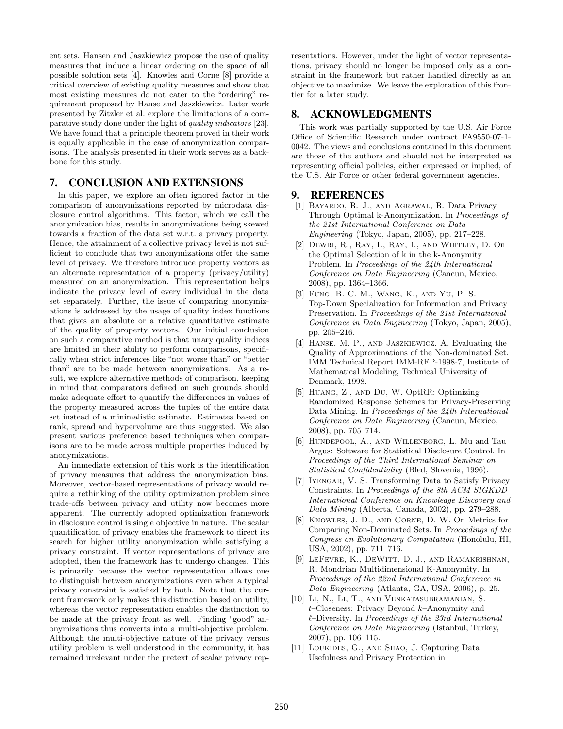ent sets. Hansen and Jaszkiewicz propose the use of quality measures that induce a linear ordering on the space of all possible solution sets [4]. Knowles and Corne [8] provide a critical overview of existing quality measures and show that most existing measures do not cater to the "ordering" requirement proposed by Hanse and Jaszkiewicz. Later work presented by Zitzler et al. explore the limitations of a comparative study done under the light of *quality indicators* [23]. We have found that a principle theorem proved in their work is equally applicable in the case of anonymization comparisons. The analysis presented in their work serves as a backbone for this study.

## 7. CONCLUSION AND EXTENSIONS

In this paper, we explore an often ignored factor in the comparison of anonymizations reported by microdata disclosure control algorithms. This factor, which we call the anonymization bias, results in anonymizations being skewed towards a fraction of the data set w.r.t. a privacy property. Hence, the attainment of a collective privacy level is not sufficient to conclude that two anonymizations offer the same level of privacy. We therefore introduce property vectors as an alternate representation of a property (privacy/utility) measured on an anonymization. This representation helps indicate the privacy level of every individual in the data set separately. Further, the issue of comparing anonymizations is addressed by the usage of quality index functions that gives an absolute or a relative quantitative estimate of the quality of property vectors. Our initial conclusion on such a comparative method is that unary quality indices are limited in their ability to perform comparisons, specifically when strict inferences like "not worse than" or "better than" are to be made between anonymizations. As a result, we explore alternative methods of comparison, keeping in mind that comparators defined on such grounds should make adequate effort to quantify the differences in values of the property measured across the tuples of the entire data set instead of a minimalistic estimate. Estimates based on rank, spread and hypervolume are thus suggested. We also present various preference based techniques when comparisons are to be made across multiple properties induced by anonymizations.

An immediate extension of this work is the identification of privacy measures that address the anonymization bias. Moreover, vector-based representations of privacy would require a rethinking of the utility optimization problem since trade-offs between privacy and utility now becomes more apparent. The currently adopted optimization framework in disclosure control is single objective in nature. The scalar quantification of privacy enables the framework to direct its search for higher utility anonymization while satisfying a privacy constraint. If vector representations of privacy are adopted, then the framework has to undergo changes. This is primarily because the vector representation allows one to distinguish between anonymizations even when a typical privacy constraint is satisfied by both. Note that the current framework only makes this distinction based on utility, whereas the vector representation enables the distinction to be made at the privacy front as well. Finding "good" anonymizations thus converts into a multi-objective problem. Although the multi-objective nature of the privacy versus utility problem is well understood in the community, it has remained irrelevant under the pretext of scalar privacy representations. However, under the light of vector representations, privacy should no longer be imposed only as a constraint in the framework but rather handled directly as an objective to maximize. We leave the exploration of this frontier for a later study.

## 8. ACKNOWLEDGMENTS

This work was partially supported by the U.S. Air Force Office of Scientific Research under contract FA9550-07-1-0042. The views and conclusions contained in this document are those of the authors and should not be interpreted as representing official policies, either expressed or implied, of the U.S. Air Force or other federal government agencies.

## 9. REFERENCES

[1] Bayardo, R. J., and Agrawal, R. Data Privacy Through Optimal k-Anonymization. In *Proceedings of the 21st International Conference on Data Engineering* (Tokyo, Japan, 2005), pp. 217–228.

[2] Dewri, R., Ray, I., Ray, I., and Whitley, D. On the Optimal Selection of k in the k-Anonymity Problem. In *Proceedings of the 24th International Conference on Data Engineering* (Cancun, Mexico, 2008), pp. 1364–1366.

[3] Fung, B. C. M., Wang, K., and Yu, P. S. Top-Down Specialization for Information and Privacy Preservation. In *Proceedings of the 21st International Conference in Data Engineering* (Tokyo, Japan, 2005), pp. 205–216.

[4] Hanse, M. P., and Jaszkiewicz, A. Evaluating the Quality of Approximations of the Non-dominated Set. IMM Technical Report IMM-REP-1998-7, Institute of Mathematical Modeling, Technical University of Denmark, 1998.

[5] Huang, Z., and Du, W. OptRR: Optimizing Randomized Response Schemes for Privacy-Preserving Data Mining. In *Proceedings of the 24th International Conference on Data Engineering* (Cancun, Mexico, 2008), pp. 705–714.

[6] Hundepool, A., and Willenborg, L. Mu and Tau Argus: Software for Statistical Disclosure Control. In *Proceedings of the Third International Seminar on Statistical Confidentiality* (Bled, Slovenia, 1996).

[7] Iyengar, V. S. Transforming Data to Satisfy Privacy Constraints. In *Proceedings of the 8th ACM SIGKDD International Conference on Knowledge Discovery and Data Mining* (Alberta, Canada, 2002), pp. 279–288.

[8] Knowles, J. D., and Corne, D. W. On Metrics for Comparing Non-Dominated Sets. In *Proceedings of the Congress on Evolutionary Computation* (Honolulu, HI, USA, 2002), pp. 711–716.

[9] LeFevre, K., DeWitt, D. J., and Ramakrishnan, R. Mondrian Multidimensional K-Anonymity. In *Proceedings of the 22nd International Conference in Data Engineering* (Atlanta, GA, USA, 2006), p. 25.

[10] Li, N., Li, T., and Venkatasubramanian, S. $t$–Closeness: Privacy Beyond $k$–Anonymity and $\ell$–Diversity. In *Proceedings of the 23rd International Conference on Data Engineering* (Istanbul, Turkey, 2007), pp. 106–115.

[11] Loukides, G., and Shao, J. Capturing Data Usefulness and Privacy Protection in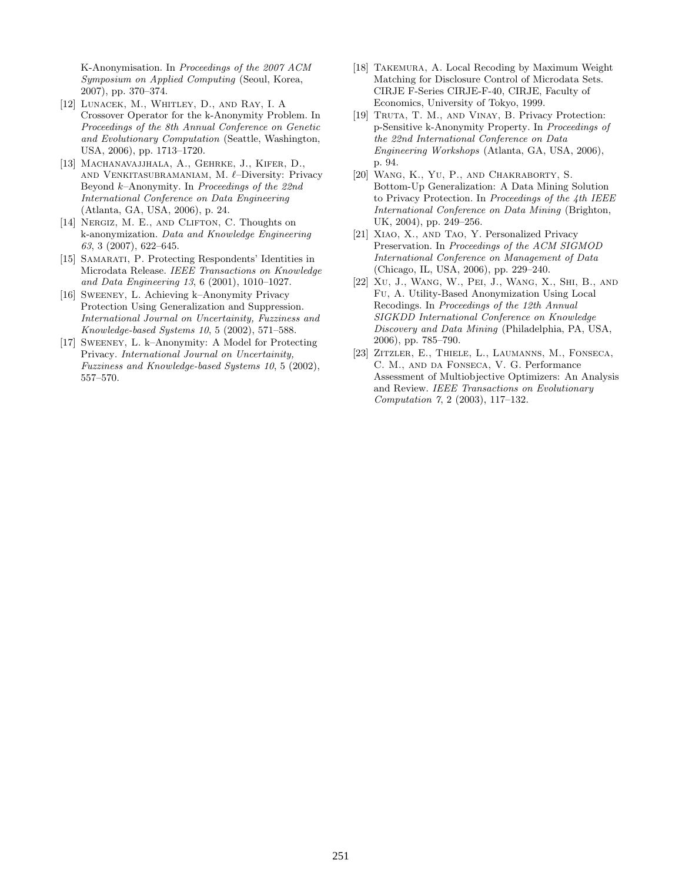K-Anonymisation. In *Proceedings of the 2007 ACM Symposium on Applied Computing* (Seoul, Korea, 2007), pp. 370–374.

[12] Lunacek, M., Whitley, D., and Ray, I. A Crossover Operator for the k-Anonymity Problem. In *Proceedings of the 8th Annual Conference on Genetic and Evolutionary Computation* (Seattle, Washington, USA, 2006), pp. 1713–1720.

[13] Machanavajjhala, A., Gehrke, J., Kifer, D., and Venkitasubramaniam, M. $\ell$–Diversity: Privacy Beyond $k$–Anonymity. In *Proceedings of the 22nd International Conference on Data Engineering* (Atlanta, GA, USA, 2006), p. 24.

[14] Nergiz, M. E., and Clifton, C. Thoughts on k-anonymization. *Data and Knowledge Engineering 63*, 3 (2007), 622–645.

[15] Samarati, P. Protecting Respondents' Identities in Microdata Release. *IEEE Transactions on Knowledge and Data Engineering 13*, 6 (2001), 1010–1027.

[16] Sweeney, L. Achieving k–Anonymity Privacy Protection Using Generalization and Suppression. *International Journal on Uncertainity, Fuzziness and Knowledge-based Systems 10*, 5 (2002), 571–588.

[17] Sweeney, L. k–Anonymity: A Model for Protecting Privacy. *International Journal on Uncertainity, Fuzziness and Knowledge-based Systems 10*, 5 (2002), 557–570.

[18] Takemura, A. Local Recoding by Maximum Weight Matching for Disclosure Control of Microdata Sets. CIRJE F-Series CIRJE-F-40, CIRJE, Faculty of Economics, University of Tokyo, 1999.

[19] Truta, T. M., and Vinay, B. Privacy Protection: p-Sensitive k-Anonymity Property. In *Proceedings of the 22nd International Conference on Data Engineering Workshops* (Atlanta, GA, USA, 2006), p. 94.

[20] Wang, K., Yu, P., and Chakraborty, S. Bottom-Up Generalization: A Data Mining Solution to Privacy Protection. In *Proceedings of the 4th IEEE International Conference on Data Mining* (Brighton, UK, 2004), pp. 249–256.

[21] Xiao, X., and Tao, Y. Personalized Privacy Preservation. In *Proceedings of the ACM SIGMOD International Conference on Management of Data* (Chicago, IL, USA, 2006), pp. 229–240.

[22] Xu, J., Wang, W., Pei, J., Wang, X., Shi, B., and Fu, A. Utility-Based Anonymization Using Local Recodings. In *Proceedings of the 12th Annual SIGKDD International Conference on Knowledge Discovery and Data Mining* (Philadelphia, PA, USA, 2006), pp. 785–790.

[23] Zitzler, E., Thiele, L., Laumanns, M., Fonseca, C. M., and da Fonseca, V. G. Performance Assessment of Multiobjective Optimizers: An Analysis and Review. *IEEE Transactions on Evolutionary Computation 7*, 2 (2003), 117–132.